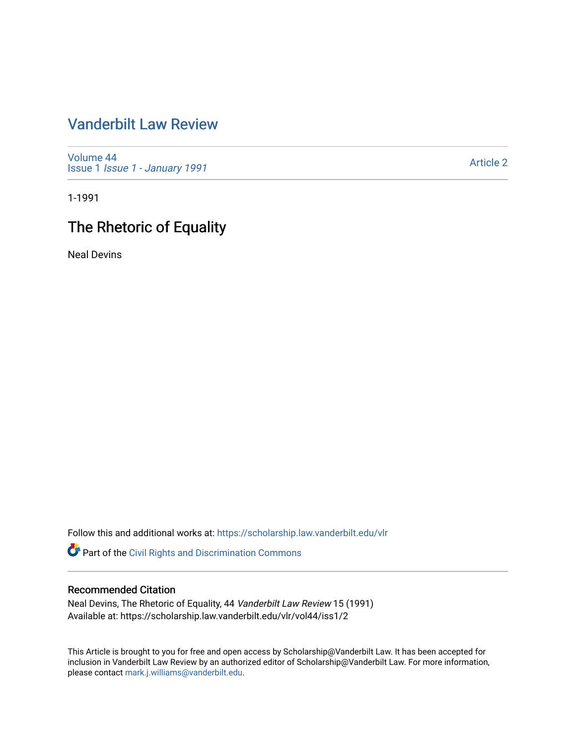# Vanderbilt Law Review

Volume 44
Issue 1 *Issue 1 - January 1991*

Article 2

1-1991

## The Rhetoric of Equality

Neal Devins

Follow this and additional works at: https://scholarship.law.vanderbilt.edu/vlr

Part of the Civil Rights and Discrimination Commons

### Recommended Citation

Neal Devins, The Rhetoric of Equality, 44 *Vanderbilt Law Review* 15 (1991)
Available at: https://scholarship.law.vanderbilt.edu/vlr/vol44/iss1/2

This Article is brought to you for free and open access by Scholarship@Vanderbilt Law. It has been accepted for inclusion in Vanderbilt Law Review by an authorized editor of Scholarship@Vanderbilt Law. For more information, please contact mark.j.williams@vanderbilt.edu.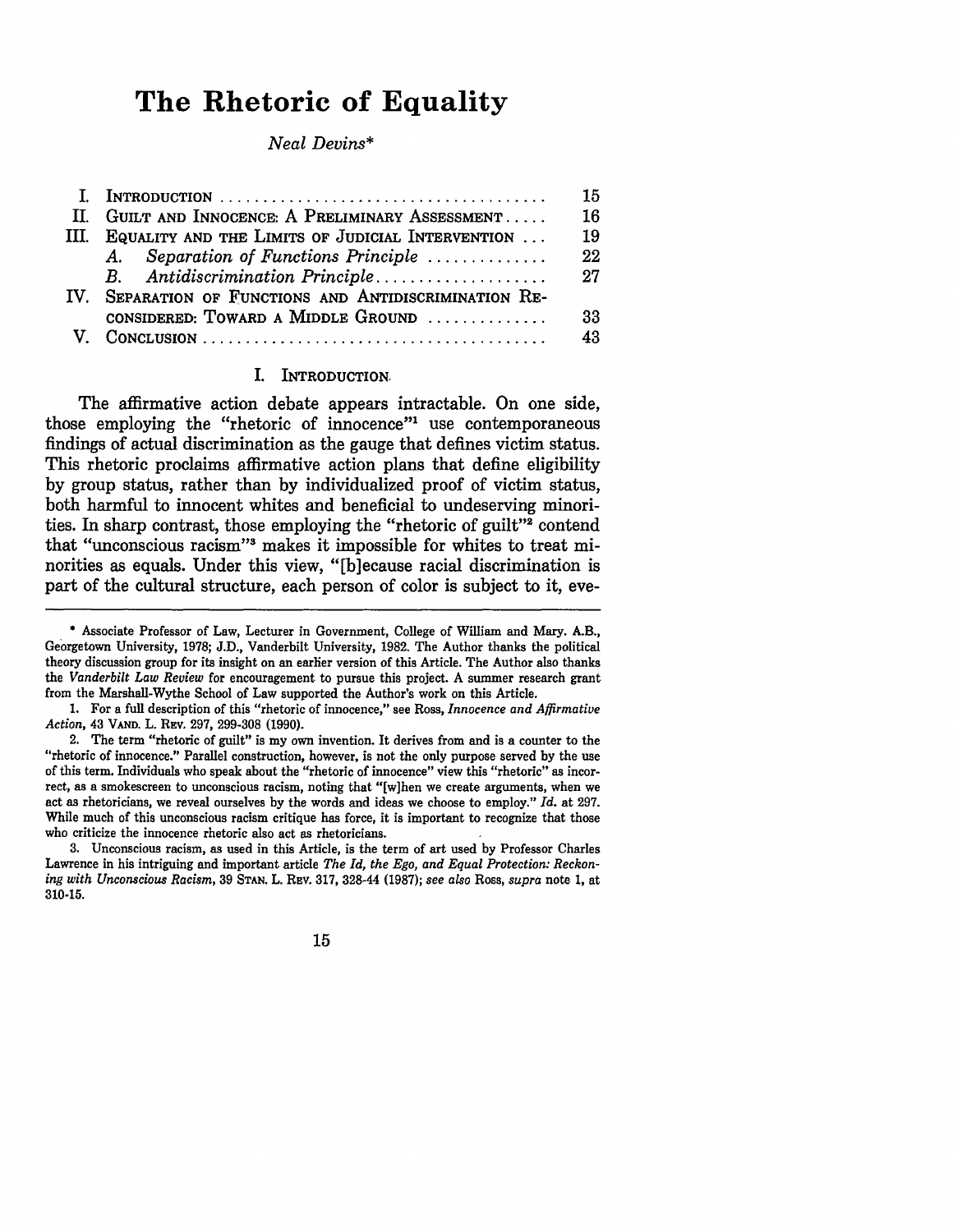# The Rhetoric of Equality

*Neal Devins**

| | | |
|---|---|---|
| I. | INTRODUCTION | 15 |
| II. | GUILT AND INNOCENCE: A PRELIMINARY ASSESSMENT | 16 |
| III. | EQUALITY AND THE LIMITS OF JUDICIAL INTERVENTION | 19 |
| | *A. Separation of Functions Principle* | 22 |
| | *B. Antidiscrimination Principle* | 27 |
| IV. | SEPARATION OF FUNCTIONS AND ANTIDISCRIMINATION RECONSIDERED: TOWARD A MIDDLE GROUND | 33 |
| V. | CONCLUSION | 43 |

## I. INTRODUCTION

The affirmative action debate appears intractable. On one side, those employing the "rhetoric of innocence"[1] use contemporaneous findings of actual discrimination as the gauge that defines victim status. This rhetoric proclaims affirmative action plans that define eligibility by group status, rather than by individualized proof of victim status, both harmful to innocent whites and beneficial to undeserving minorities. In sharp contrast, those employing the "rhetoric of guilt"[2] contend that "unconscious racism"[3] makes it impossible for whites to treat minorities as equals. Under this view, "[b]ecause racial discrimination is part of the cultural structure, each person of color is subject to it, eve-

---

\* Associate Professor of Law, Lecturer in Government, College of William and Mary. A.B., Georgetown University, 1978; J.D., Vanderbilt University, 1982. The Author thanks the political theory discussion group for its insight on an earlier version of this Article. The Author also thanks the *Vanderbilt Law Review* for encouragement to pursue this project. A summer research grant from the Marshall-Wythe School of Law supported the Author's work on this Article.

1. For a full description of this "rhetoric of innocence," see Ross, *Innocence and Affirmative Action*, 43 VAND. L. REV. 297, 299-308 (1990).

2. The term "rhetoric of guilt" is my own invention. It derives from and is a counter to the "rhetoric of innocence." Parallel construction, however, is not the only purpose served by the use of this term. Individuals who speak about the "rhetoric of innocence" view this "rhetoric" as incorrect, as a smokescreen to unconscious racism, noting that "[w]hen we create arguments, when we act as rhetoricians, we reveal ourselves by the words and ideas we choose to employ." *Id.* at 297. While much of this unconscious racism critique has force, it is important to recognize that those who criticize the innocence rhetoric also act as rhetoricians.

3. Unconscious racism, as used in this Article, is the term of art used by Professor Charles Lawrence in his intriguing and important article *The Id, the Ego, and Equal Protection: Reckoning with Unconscious Racism*, 39 STAN. L. REV. 317, 328-44 (1987); *see also* Ross, *supra* note 1, at 310-15.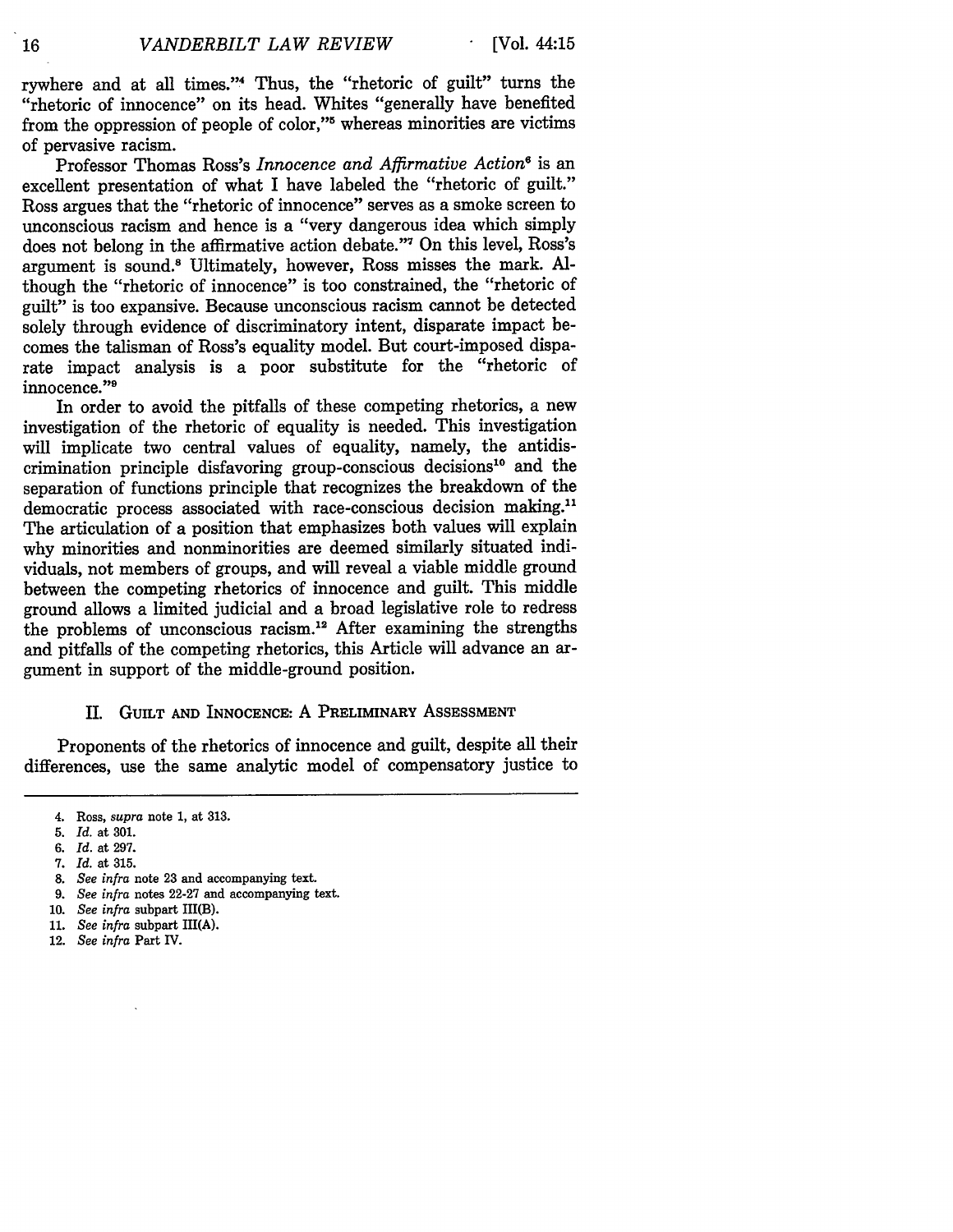rywhere and at all times."[4] Thus, the "rhetoric of guilt" turns the "rhetoric of innocence" on its head. Whites "generally have benefited from the oppression of people of color,"[5] whereas minorities are victims of pervasive racism.

Professor Thomas Ross's *Innocence and Affirmative Action*[6] is an excellent presentation of what I have labeled the "rhetoric of guilt." Ross argues that the "rhetoric of innocence" serves as a smoke screen to unconscious racism and hence is a "very dangerous idea which simply does not belong in the affirmative action debate."[7] On this level, Ross's argument is sound.[8] Ultimately, however, Ross misses the mark. Although the "rhetoric of innocence" is too constrained, the "rhetoric of guilt" is too expansive. Because unconscious racism cannot be detected solely through evidence of discriminatory intent, disparate impact becomes the talisman of Ross's equality model. But court-imposed disparate impact analysis is a poor substitute for the "rhetoric of innocence."[9]

In order to avoid the pitfalls of these competing rhetorics, a new investigation of the rhetoric of equality is needed. This investigation will implicate two central values of equality, namely, the antidiscrimination principle disfavoring group-conscious decisions[10] and the separation of functions principle that recognizes the breakdown of the democratic process associated with race-conscious decision making.[11] The articulation of a position that emphasizes both values will explain why minorities and nonminorities are deemed similarly situated individuals, not members of groups, and will reveal a viable middle ground between the competing rhetorics of innocence and guilt. This middle ground allows a limited judicial and a broad legislative role to redress the problems of unconscious racism.[12] After examining the strengths and pitfalls of the competing rhetorics, this Article will advance an argument in support of the middle-ground position.

## II. Guilt and Innocence: A Preliminary Assessment

Proponents of the rhetorics of innocence and guilt, despite all their differences, use the same analytic model of compensatory justice to

---

4. Ross, *supra* note 1, at 313.
5. *Id.* at 301.
6. *Id.* at 297.
7. *Id.* at 315.
8. *See infra* note 23 and accompanying text.
9. *See infra* notes 22-27 and accompanying text.
10. *See infra* subpart III(B).
11. *See infra* subpart III(A).
12. *See infra* Part IV.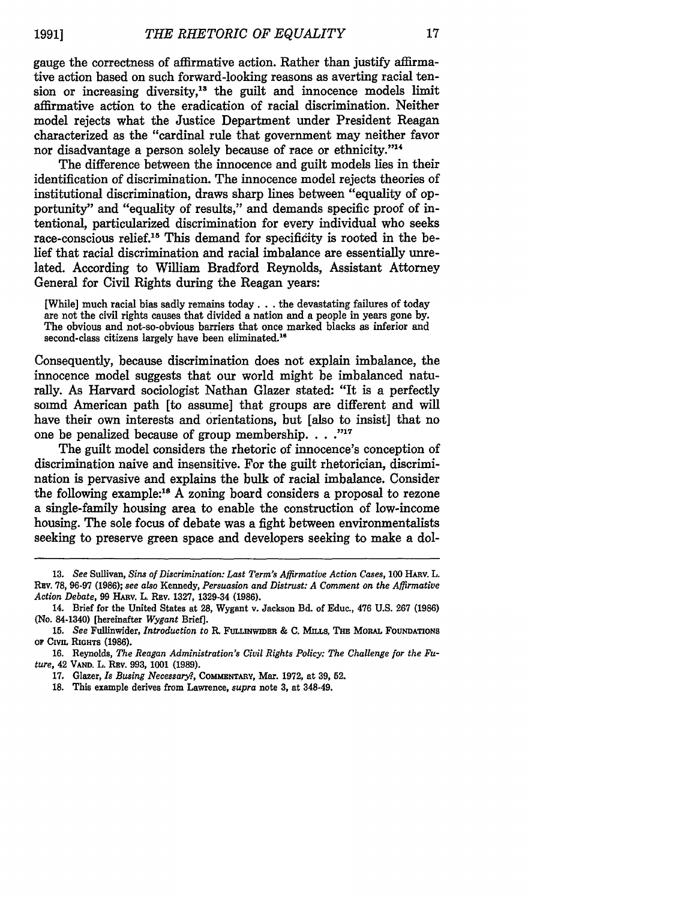gauge the correctness of affirmative action. Rather than justify affirmative action based on such forward-looking reasons as averting racial tension or increasing diversity,[13] the guilt and innocence models limit affirmative action to the eradication of racial discrimination. Neither model rejects what the Justice Department under President Reagan characterized as the "cardinal rule that government may neither favor nor disadvantage a person solely because of race or ethnicity."[14]

The difference between the innocence and guilt models lies in their identification of discrimination. The innocence model rejects theories of institutional discrimination, draws sharp lines between "equality of opportunity" and "equality of results," and demands specific proof of intentional, particularized discrimination for every individual who seeks race-conscious relief.[15] This demand for specificity is rooted in the belief that racial discrimination and racial imbalance are essentially unrelated. According to William Bradford Reynolds, Assistant Attorney General for Civil Rights during the Reagan years:

> [While] much racial bias sadly remains today . . . the devastating failures of today are not the civil rights causes that divided a nation and a people in years gone by. The obvious and not-so-obvious barriers that once marked blacks as inferior and second-class citizens largely have been eliminated.[16]

Consequently, because discrimination does not explain imbalance, the innocence model suggests that our world might be imbalanced naturally. As Harvard sociologist Nathan Glazer stated: "It is a perfectly somd American path [to assume] that groups are different and will have their own interests and orientations, but [also to insist] that no one be penalized because of group membership. . . ."[17]

The guilt model considers the rhetoric of innocence's conception of discrimination naive and insensitive. For the guilt rhetorician, discrimination is pervasive and explains the bulk of racial imbalance. Consider the following example:[18] A zoning board considers a proposal to rezone a single-family housing area to enable the construction of low-income housing. The sole focus of debate was a fight between environmentalists seeking to preserve green space and developers seeking to make a dol-

---

13. *See* Sullivan, *Sins of Discrimination: Last Term's Affirmative Action Cases*, 100 HARV. L. REV. 78, 96-97 (1986); *see also* Kennedy, *Persuasion and Distrust: A Comment on the Affirmative Action Debate*, 99 HARV. L. REV. 1327, 1329-34 (1986).

14. Brief for the United States at 28, Wygant v. Jackson Bd. of Educ., 476 U.S. 267 (1986) (No. 84-1340) [hereinafter *Wygant* Brief].

15. *See* Fullinwider, *Introduction to* R. FULLINWIDER & C. MILLS, THE MORAL FOUNDATIONS OF CIVIL RIGHTS (1986).

16. Reynolds, *The Reagan Administration's Civil Rights Policy: The Challenge for the Future*, 42 VAND. L. REV. 993, 1001 (1989).

17. Glazer, *Is Busing Necessary?*, COMMENTARY, Mar. 1972, at 39, 52.

18. This example derives from Lawrence, *supra* note 3, at 348-49.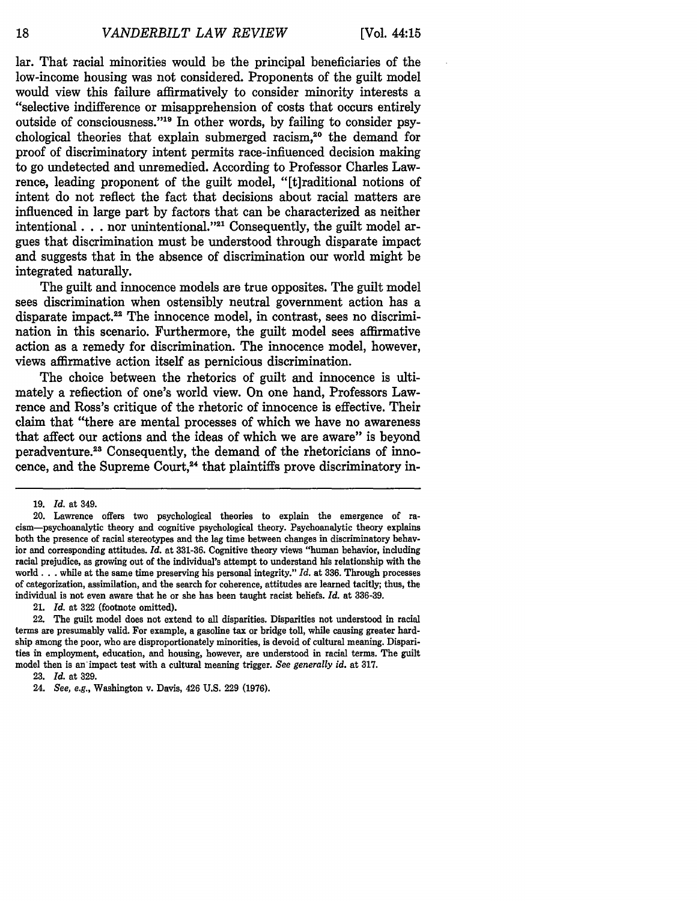lar. That racial minorities would be the principal beneficiaries of the low-income housing was not considered. Proponents of the guilt model would view this failure affirmatively to consider minority interests a "selective indifference or misapprehension of costs that occurs entirely outside of consciousness."[19] In other words, by failing to consider psychological theories that explain submerged racism,[20] the demand for proof of discriminatory intent permits race-influenced decision making to go undetected and unremedied. According to Professor Charles Lawrence, leading proponent of the guilt model, "[t]raditional notions of intent do not reflect the fact that decisions about racial matters are influenced in large part by factors that can be characterized as neither intentional . . . nor unintentional."[21] Consequently, the guilt model argues that discrimination must be understood through disparate impact and suggests that in the absence of discrimination our world might be integrated naturally.

The guilt and innocence models are true opposites. The guilt model sees discrimination when ostensibly neutral government action has a disparate impact.[22] The innocence model, in contrast, sees no discrimination in this scenario. Furthermore, the guilt model sees affirmative action as a remedy for discrimination. The innocence model, however, views affirmative action itself as pernicious discrimination.

The choice between the rhetorics of guilt and innocence is ultimately a reflection of one's world view. On one hand, Professors Lawrence and Ross's critique of the rhetoric of innocence is effective. Their claim that "there are mental processes of which we have no awareness that affect our actions and the ideas of which we are aware" is beyond peradventure.[23] Consequently, the demand of the rhetoricians of innocence, and the Supreme Court,[24] that plaintiffs prove discriminatory in-

---

19. *Id.* at 349.

20. Lawrence offers two psychological theories to explain the emergence of racism—psychoanalytic theory and cognitive psychological theory. Psychoanalytic theory explains both the presence of racial stereotypes and the lag time between changes in discriminatory behavior and corresponding attitudes. *Id.* at 331-36. Cognitive theory views "human behavior, including racial prejudice, as growing out of the individual's attempt to understand his relationship with the world . . . while at the same time preserving his personal integrity." *Id.* at 336. Through processes of categorization, assimilation, and the search for coherence, attitudes are learned tacitly; thus, the individual is not even aware that he or she has been taught racist beliefs. *Id.* at 336-39.

21. *Id.* at 322 (footnote omitted).

22. The guilt model does not extend to all disparities. Disparities not understood in racial terms are presumably valid. For example, a gasoline tax or bridge toll, while causing greater hardship among the poor, who are disproportionately minorities, is devoid of cultural meaning. Disparities in employment, education, and housing, however, are understood in racial terms. The guilt model then is an impact test with a cultural meaning trigger. *See generally id.* at 317.

23. *Id.* at 329.

24. *See, e.g.*, Washington v. Davis, 426 U.S. 229 (1976).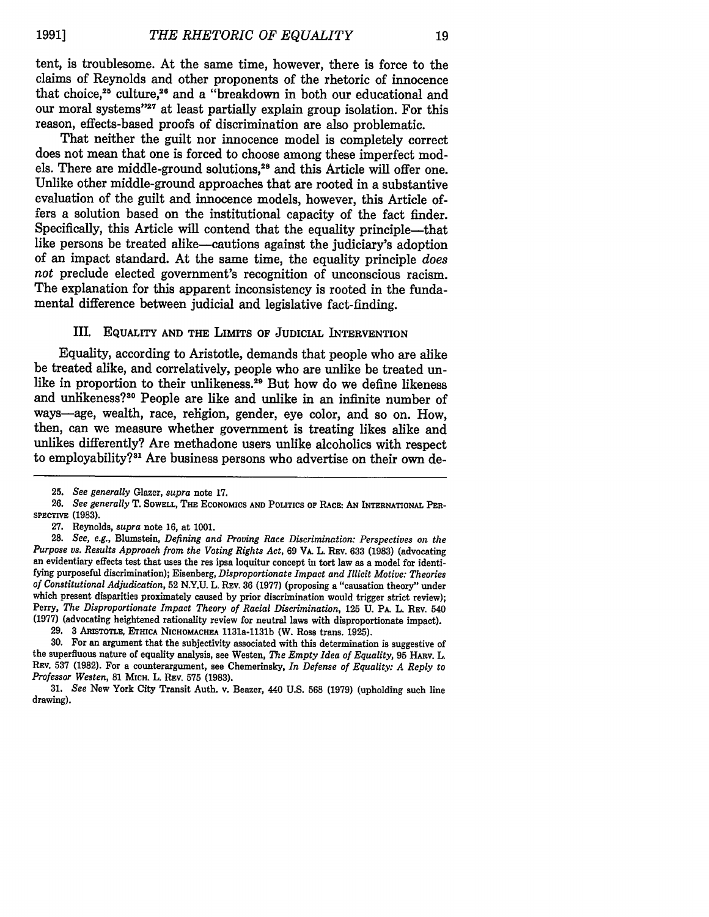tent, is troublesome. At the same time, however, there is force to the claims of Reynolds and other proponents of the rhetoric of innocence that choice,[25] culture,[26] and a "breakdown in both our educational and our moral systems"[27] at least partially explain group isolation. For this reason, effects-based proofs of discrimination are also problematic.

That neither the guilt nor innocence model is completely correct does not mean that one is forced to choose among these imperfect models. There are middle-ground solutions,[28] and this Article will offer one. Unlike other middle-ground approaches that are rooted in a substantive evaluation of the guilt and innocence models, however, this Article offers a solution based on the institutional capacity of the fact finder. Specifically, this Article will contend that the equality principle—that like persons be treated alike—cautions against the judiciary's adoption of an impact standard. At the same time, the equality principle *does not* preclude elected government's recognition of unconscious racism. The explanation for this apparent inconsistency is rooted in the fundamental difference between judicial and legislative fact-finding.

## III. Equality and the Limits of Judicial Intervention

Equality, according to Aristotle, demands that people who are alike be treated alike, and correlatively, people who are unlike be treated unlike in proportion to their unlikeness.[29] But how do we define likeness and unlikeness?[30] People are like and unlike in an infinite number of ways—age, wealth, race, religion, gender, eye color, and so on. How, then, can we measure whether government is treating likes alike and unlikes differently? Are methadone users unlike alcoholics with respect to employability?[31] Are business persons who advertise on their own de-

---

25. *See generally* Glazer, *supra* note 17.

26. *See generally* T. Sowell, The Economics and Politics of Race: An International Perspective (1983).

27. Reynolds, *supra* note 16, at 1001.

28. *See, e.g.*, Blumstein, *Defining and Proving Race Discrimination: Perspectives on the Purpose vs. Results Approach from the Voting Rights Act*, 69 Va. L. Rev. 633 (1983) (advocating an evidentiary effects test that uses the res ipsa loquitur concept in tort law as a model for identifying purposeful discrimination); Eisenberg, *Disproportionate Impact and Illicit Motive: Theories of Constitutional Adjudication*, 52 N.Y.U. L. Rev. 36 (1977) (proposing a "causation theory" under which present disparities proximately caused by prior discrimination would trigger strict review); Perry, *The Disproportionate Impact Theory of Racial Discrimination*, 125 U. Pa. L. Rev. 540 (1977) (advocating heightened rationality review for neutral laws with disproportionate impact).

29. 3 Aristotle, Ethica Nichomachea 1131a-1131b (W. Ross trans. 1925).

30. For an argument that the subjectivity associated with this determination is suggestive of the superfluous nature of equality analysis, see Westen, *The Empty Idea of Equality*, 95 Harv. L. Rev. 537 (1982). For a counterargument, see Chemerinsky, *In Defense of Equality: A Reply to Professor Westen*, 81 Mich. L. Rev. 575 (1983).

31. *See* New York City Transit Auth. v. Beazer, 440 U.S. 568 (1979) (upholding such line drawing).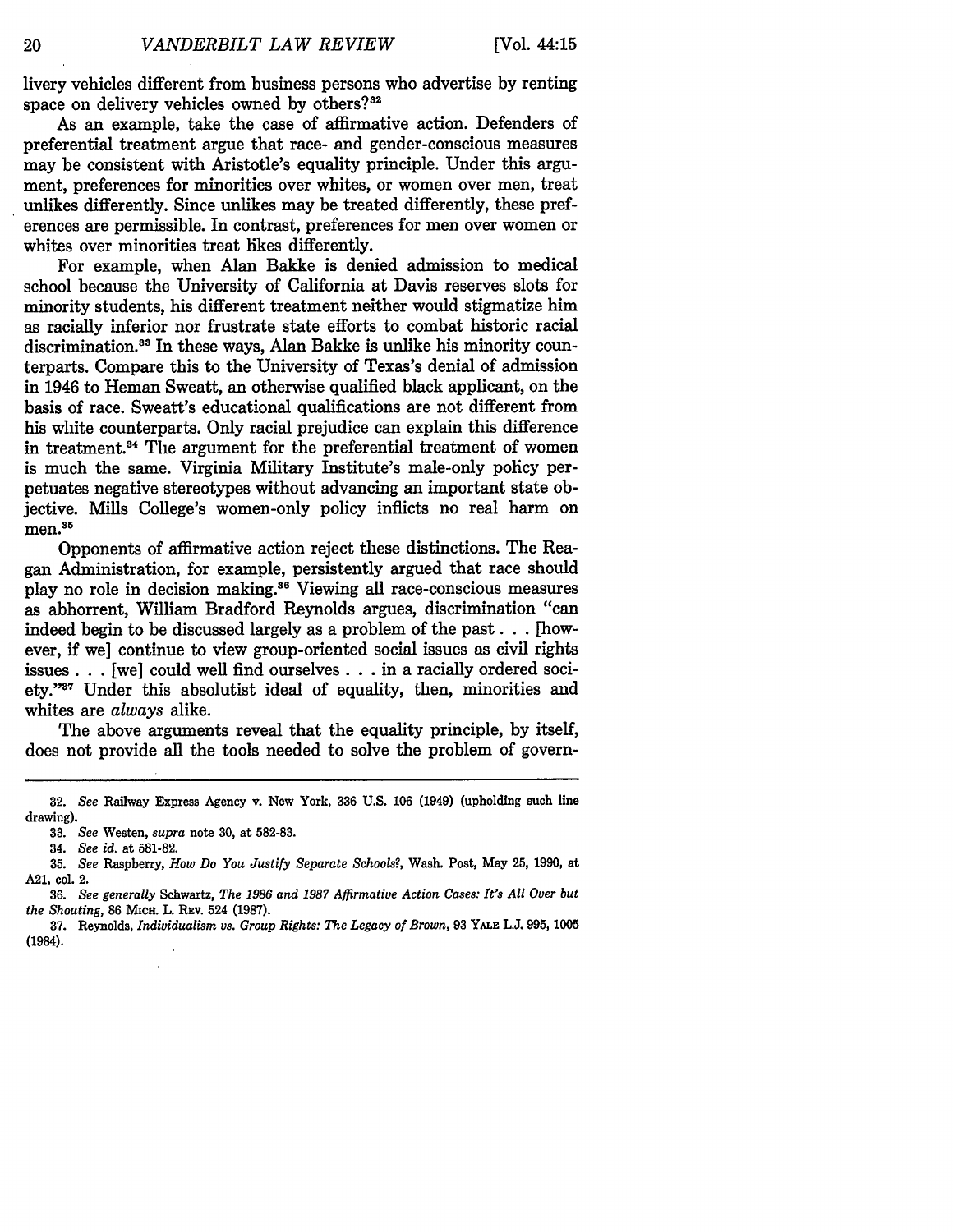livery vehicles different from business persons who advertise by renting space on delivery vehicles owned by others?[32]

As an example, take the case of affirmative action. Defenders of preferential treatment argue that race- and gender-conscious measures may be consistent with Aristotle's equality principle. Under this argument, preferences for minorities over whites, or women over men, treat unlikes differently. Since unlikes may be treated differently, these preferences are permissible. In contrast, preferences for men over women or whites over minorities treat likes differently.

For example, when Alan Bakke is denied admission to medical school because the University of California at Davis reserves slots for minority students, his different treatment neither would stigmatize him as racially inferior nor frustrate state efforts to combat historic racial discrimination.[33] In these ways, Alan Bakke is unlike his minority counterparts. Compare this to the University of Texas's denial of admission in 1946 to Heman Sweatt, an otherwise qualified black applicant, on the basis of race. Sweatt's educational qualifications are not different from his white counterparts. Only racial prejudice can explain this difference in treatment.[34] The argument for the preferential treatment of women is much the same. Virginia Military Institute's male-only policy perpetuates negative stereotypes without advancing an important state objective. Mills College's women-only policy inflicts no real harm on men.[35]

Opponents of affirmative action reject these distinctions. The Reagan Administration, for example, persistently argued that race should play no role in decision making.[36] Viewing all race-conscious measures as abhorrent, William Bradford Reynolds argues, discrimination "can indeed begin to be discussed largely as a problem of the past . . . [however, if we] continue to view group-oriented social issues as civil rights issues . . . [we] could well find ourselves . . . in a racially ordered society."[37] Under this absolutist ideal of equality, then, minorities and whites are *always* alike.

The above arguments reveal that the equality principle, by itself, does not provide all the tools needed to solve the problem of govern-

---

32. *See* Railway Express Agency v. New York, 336 U.S. 106 (1949) (upholding such line drawing).

33. *See* Westen, *supra* note 30, at 582-83.

34. *See id.* at 581-82.

35. *See* Raspberry, *How Do You Justify Separate Schools?*, Wash. Post, May 25, 1990, at A21, col. 2.

36. *See generally* Schwartz, *The 1986 and 1987 Affirmative Action Cases: It's All Over but the Shouting*, 86 MICH. L. REV. 524 (1987).

37. Reynolds, *Individualism vs. Group Rights: The Legacy of Brown*, 93 YALE L.J. 995, 1005 (1984).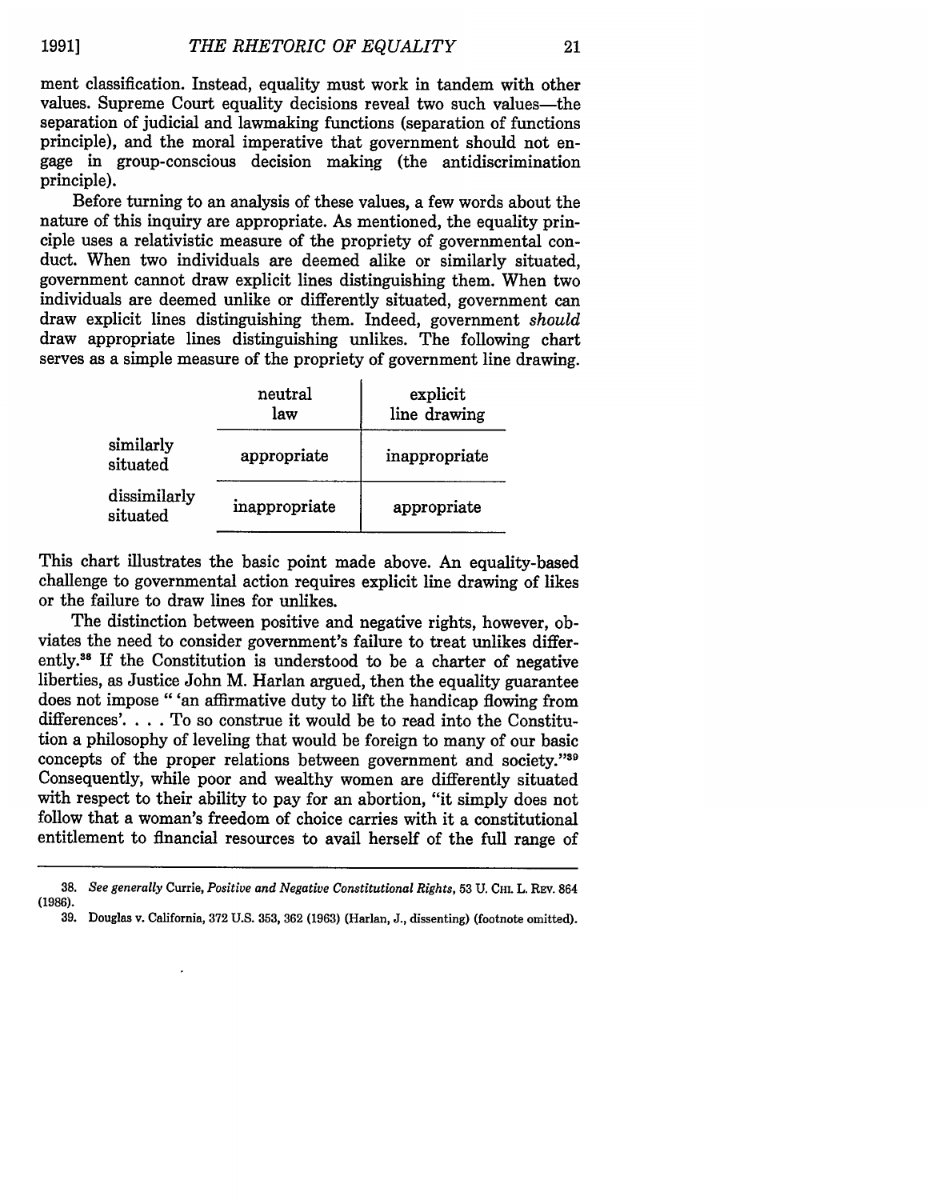ment classification. Instead, equality must work in tandem with other values. Supreme Court equality decisions reveal two such values—the separation of judicial and lawmaking functions (separation of functions principle), and the moral imperative that government should not engage in group-conscious decision making (the antidiscrimination principle).

Before turning to an analysis of these values, a few words about the nature of this inquiry are appropriate. As mentioned, the equality principle uses a relativistic measure of the propriety of governmental conduct. When two individuals are deemed alike or similarly situated, government cannot draw explicit lines distinguishing them. When two individuals are deemed unlike or differently situated, government can draw explicit lines distinguishing them. Indeed, government *should* draw appropriate lines distinguishing unlikes. The following chart serves as a simple measure of the propriety of government line drawing.

| | neutral law | explicit line drawing |
|---|---|---|
| similarly situated | appropriate | inappropriate |
| dissimilarly situated | inappropriate | appropriate |

This chart illustrates the basic point made above. An equality-based challenge to governmental action requires explicit line drawing of likes or the failure to draw lines for unlikes.

The distinction between positive and negative rights, however, obviates the need to consider government's failure to treat unlikes differently.[38] If the Constitution is understood to be a charter of negative liberties, as Justice John M. Harlan argued, then the equality guarantee does not impose " 'an affirmative duty to lift the handicap flowing from differences'. . . . To so construe it would be to read into the Constitution a philosophy of leveling that would be foreign to many of our basic concepts of the proper relations between government and society."[39] Consequently, while poor and wealthy women are differently situated with respect to their ability to pay for an abortion, "it simply does not follow that a woman's freedom of choice carries with it a constitutional entitlement to financial resources to avail herself of the full range of

---

38. *See generally* Currie, *Positive and Negative Constitutional Rights*, 53 U. CHI. L. REV. 864 (1986).

39. Douglas v. California, 372 U.S. 353, 362 (1963) (Harlan, J., dissenting) (footnote omitted).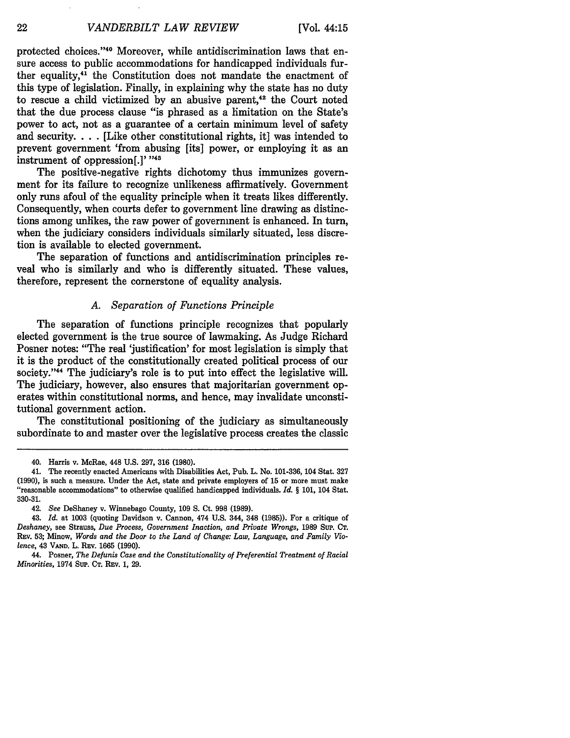protected choices."[40] Moreover, while antidiscrimination laws that ensure access to public accommodations for handicapped individuals further equality,[41] the Constitution does not mandate the enactment of this type of legislation. Finally, in explaining why the state has no duty to rescue a child victimized by an abusive parent,[42] the Court noted that the due process clause "is phrased as a limitation on the State's power to act, not as a guarantee of a certain minimum level of safety and security. . . . [Like other constitutional rights, it] was intended to prevent government 'from abusing [its] power, or employing it as an instrument of oppression[.]' "[43]

The positive-negative rights dichotomy thus immunizes government for its failure to recognize unlikeness affirmatively. Government only runs afoul of the equality principle when it treats likes differently. Consequently, when courts defer to government line drawing as distinctions among unlikes, the raw power of government is enhanced. In turn, when the judiciary considers individuals similarly situated, less discretion is available to elected government.

The separation of functions and antidiscrimination principles reveal who is similarly and who is differently situated. These values, therefore, represent the cornerstone of equality analysis.

### *A. Separation of Functions Principle*

The separation of functions principle recognizes that popularly elected government is the true source of lawmaking. As Judge Richard Posner notes: "The real 'justification' for most legislation is simply that it is the product of the constitutionally created political process of our society."[44] The judiciary's role is to put into effect the legislative will. The judiciary, however, also ensures that majoritarian government operates within constitutional norms, and hence, may invalidate unconstitutional government action.

The constitutional positioning of the judiciary as simultaneously subordinate to and master over the legislative process creates the classic

---

40. Harris v. McRae, 448 U.S. 297, 316 (1980).

41. The recently enacted Americans with Disabilities Act, Pub. L. No. 101-336, 104 Stat. 327 (1990), is such a measure. Under the Act, state and private employers of 15 or more must make "reasonable accommodations" to otherwise qualified handicapped individuals. *Id.* § 101, 104 Stat. 330-31.

42. *See* DeShaney v. Winnebago County, 109 S. Ct. 998 (1989).

43. *Id.* at 1003 (quoting Davidson v. Cannon, 474 U.S. 344, 348 (1985)). For a critique of *Deshaney*, see Strauss, *Due Process, Government Inaction, and Private Wrongs*, 1989 SUP. CT. REV. 53; Minow, *Words and the Door to the Land of Change: Law, Language, and Family Violence*, 43 VAND. L. REV. 1665 (1990).

44. Posner, *The Defunis Case and the Constitutionality of Preferential Treatment of Racial Minorities*, 1974 SUP. CT. REV. 1, 29.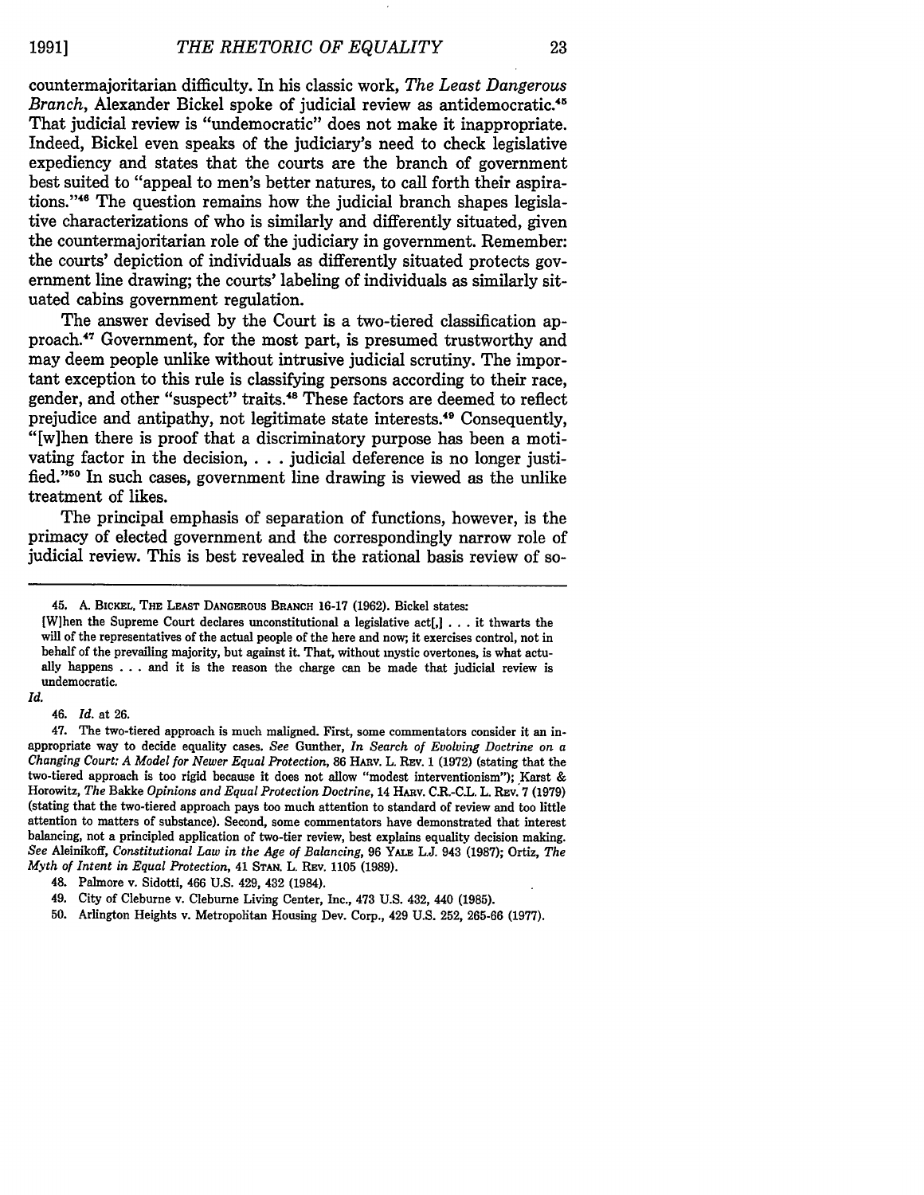countermajoritarian difficulty. In his classic work, *The Least Dangerous Branch*, Alexander Bickel spoke of judicial review as antidemocratic.[45] That judicial review is "undemocratic" does not make it inappropriate. Indeed, Bickel even speaks of the judiciary's need to check legislative expediency and states that the courts are the branch of government best suited to "appeal to men's better natures, to call forth their aspirations."[46] The question remains how the judicial branch shapes legislative characterizations of who is similarly and differently situated, given the countermajoritarian role of the judiciary in government. Remember: the courts' depiction of individuals as differently situated protects government line drawing; the courts' labeling of individuals as similarly situated cabins government regulation.

The answer devised by the Court is a two-tiered classification approach.[47] Government, for the most part, is presumed trustworthy and may deem people unlike without intrusive judicial scrutiny. The important exception to this rule is classifying persons according to their race, gender, and other "suspect" traits.[48] These factors are deemed to reflect prejudice and antipathy, not legitimate state interests.[49] Consequently, "[w]hen there is proof that a discriminatory purpose has been a motivating factor in the decision, . . . judicial deference is no longer justified."[50] In such cases, government line drawing is viewed as the unlike treatment of likes.

The principal emphasis of separation of functions, however, is the primacy of elected government and the correspondingly narrow role of judicial review. This is best revealed in the rational basis review of so-

---

45. A. BICKEL, THE LEAST DANGEROUS BRANCH 16-17 (1962). Bickel states:

> [W]hen the Supreme Court declares unconstitutional a legislative act[,] . . . it thwarts the will of the representatives of the actual people of the here and now; it exercises control, not in behalf of the prevailing majority, but against it. That, without mystic overtones, is what actually happens . . . and it is the reason the charge can be made that judicial review is undemocratic.

*Id.*

46. *Id.* at 26.

47. The two-tiered approach is much maligned. First, some commentators consider it an inappropriate way to decide equality cases. *See* Gunther, *In Search of Evolving Doctrine on a Changing Court: A Model for Newer Equal Protection*, 86 HARV. L. REV. 1 (1972) (stating that the two-tiered approach is too rigid because it does not allow "modest interventionism"); Karst & Horowitz, *The* Bakke *Opinions and Equal Protection Doctrine*, 14 HARV. C.R.-C.L. L. REV. 7 (1979) (stating that the two-tiered approach pays too much attention to standard of review and too little attention to matters of substance). Second, some commentators have demonstrated that interest balancing, not a principled application of two-tier review, best explains equality decision making. *See* Aleinikoff, *Constitutional Law in the Age of Balancing*, 96 YALE L.J. 943 (1987); Ortiz, *The Myth of Intent in Equal Protection*, 41 STAN. L. REV. 1105 (1989).

48. Palmore v. Sidotti, 466 U.S. 429, 432 (1984).

49. City of Cleburne v. Cleburne Living Center, Inc., 473 U.S. 432, 440 (1985).

50. Arlington Heights v. Metropolitan Housing Dev. Corp., 429 U.S. 252, 265-66 (1977).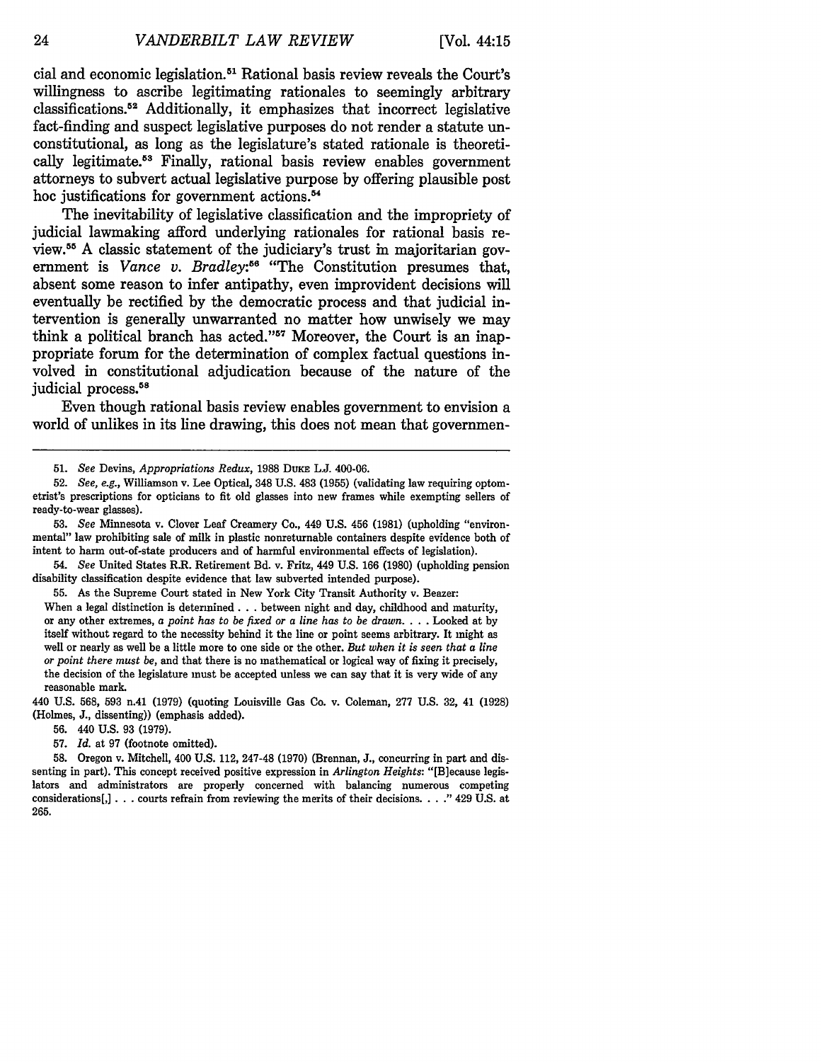cial and economic legislation.[51] Rational basis review reveals the Court's willingness to ascribe legitimating rationales to seemingly arbitrary classifications.[52] Additionally, it emphasizes that incorrect legislative fact-finding and suspect legislative purposes do not render a statute unconstitutional, as long as the legislature's stated rationale is theoretically legitimate.[53] Finally, rational basis review enables government attorneys to subvert actual legislative purpose by offering plausible post hoc justifications for government actions.[54]

The inevitability of legislative classification and the impropriety of judicial lawmaking afford underlying rationales for rational basis review.[55] A classic statement of the judiciary's trust in majoritarian government is *Vance v. Bradley*:[56] "The Constitution presumes that, absent some reason to infer antipathy, even improvident decisions will eventually be rectified by the democratic process and that judicial intervention is generally unwarranted no matter how unwisely we may think a political branch has acted."[57] Moreover, the Court is an inappropriate forum for the determination of complex factual questions involved in constitutional adjudication because of the nature of the judicial process.[58]

Even though rational basis review enables government to envision a world of unlikes in its line drawing, this does not mean that governmen-

---

51. *See* Devins, *Appropriations Redux*, 1988 DUKE L.J. 400-06.

52. *See, e.g.*, Williamson v. Lee Optical, 348 U.S. 483 (1955) (validating law requiring optometrist's prescriptions for opticians to fit old glasses into new frames while exempting sellers of ready-to-wear glasses).

53. *See* Minnesota v. Clover Leaf Creamery Co., 449 U.S. 456 (1981) (upholding "environmental" law prohibiting sale of milk in plastic nonreturnable containers despite evidence both of intent to harm out-of-state producers and of harmful environmental effects of legislation).

54. *See* United States R.R. Retirement Bd. v. Fritz, 449 U.S. 166 (1980) (upholding pension disability classification despite evidence that law subverted intended purpose).

55. As the Supreme Court stated in New York City Transit Authority v. Beazer:

When a legal distinction is determined . . . between night and day, childhood and maturity, or any other extremes, *a point has to be fixed or a line has to be drawn*. . . . Looked at by itself without regard to the necessity behind it the line or point seems arbitrary. It might as well or nearly as well be a little more to one side or the other. *But when it is seen that a line or point there must be*, and that there is no mathematical or logical way of fixing it precisely, the decision of the legislature must be accepted unless we can say that it is very wide of any reasonable mark.

440 U.S. 568, 593 n.41 (1979) (quoting Louisville Gas Co. v. Coleman, 277 U.S. 32, 41 (1928) (Holmes, J., dissenting)) (emphasis added).

56. 440 U.S. 93 (1979).

57. *Id.* at 97 (footnote omitted).

58. Oregon v. Mitchell, 400 U.S. 112, 247-48 (1970) (Brennan, J., concurring in part and dissenting in part). This concept received positive expression in *Arlington Heights*: "[B]ecause legislators and administrators are properly concerned with balancing numerous competing considerations[,] . . . courts refrain from reviewing the merits of their decisions. . . ." 429 U.S. at 265.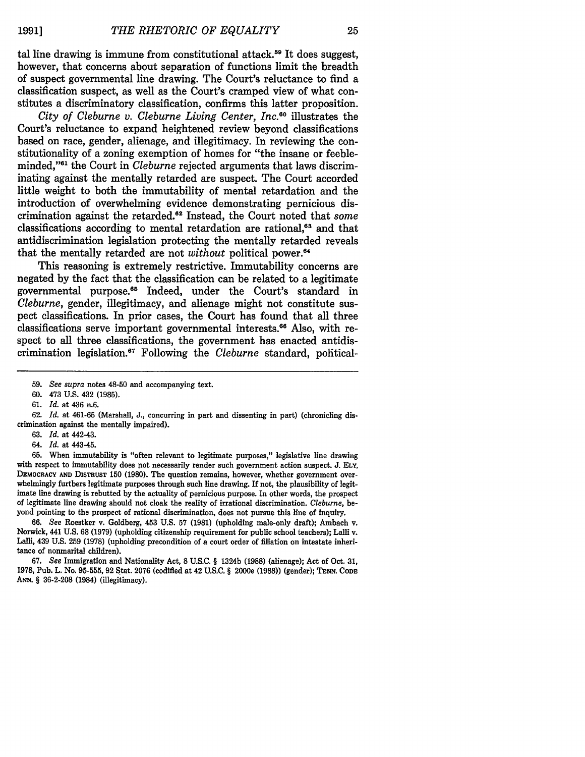tal line drawing is immune from constitutional attack.[59] It does suggest, however, that concerns about separation of functions limit the breadth of suspect governmental line drawing. The Court's reluctance to find a classification suspect, as well as the Court's cramped view of what constitutes a discriminatory classification, confirms this latter proposition.

*City of Cleburne v. Cleburne Living Center, Inc.*[60] illustrates the Court's reluctance to expand heightened review beyond classifications based on race, gender, alienage, and illegitimacy. In reviewing the constitutionality of a zoning exemption of homes for "the insane or feebleminded,"[61] the Court in *Cleburne* rejected arguments that laws discriminating against the mentally retarded are suspect. The Court accorded little weight to both the immutability of mental retardation and the introduction of overwhelming evidence demonstrating pernicious discrimination against the retarded.[62] Instead, the Court noted that *some* classifications according to mental retardation are rational,[63] and that antidiscrimination legislation protecting the mentally retarded reveals that the mentally retarded are not *without* political power.[64]

This reasoning is extremely restrictive. Immutability concerns are negated by the fact that the classification can be related to a legitimate governmental purpose.[65] Indeed, under the Court's standard in *Cleburne*, gender, illegitimacy, and alienage might not constitute suspect classifications. In prior cases, the Court has found that all three classifications serve important governmental interests.[66] Also, with respect to all three classifications, the government has enacted antidiscrimination legislation.[67] Following the *Cleburne* standard, political-

---

59. *See supra* notes 48-50 and accompanying text.

60. 473 U.S. 432 (1985).

61. *Id.* at 436 n.6.

62. *Id.* at 461-65 (Marshall, J., concurring in part and dissenting in part) (chronicling discrimination against the mentally impaired).

63. *Id.* at 442-43.

64. *Id.* at 443-45.

65. When immutability is "often relevant to legitimate purposes," legislative line drawing with respect to immutability does not necessarily render such government action suspect. J. ELY, DEMOCRACY AND DISTRUST 150 (1980). The question remains, however, whether government overwhelmingly furthers legitimate purposes through such line drawing. If not, the plausibility of legitimate line drawing is rebutted by the actuality of pernicious purpose. In other words, the prospect of legitimate line drawing should not cloak the reality of irrational discrimination. *Cleburne*, beyond pointing to the prospect of rational discrimination, does not pursue this line of inquiry.

66. *See* Roestker v. Goldberg, 453 U.S. 57 (1981) (upholding male-only draft); Ambach v. Norwick, 441 U.S. 68 (1979) (upholding citizenship requirement for public school teachers); Lalli v. Lalli, 439 U.S. 259 (1978) (upholding precondition of a court order of filiation on intestate inheritance of nonmarital children).

67. *See* Immigration and Nationality Act, 8 U.S.C. § 1324b (1988) (alienage); Act of Oct. 31, 1978, Pub. L. No. 95-555, 92 Stat. 2076 (codified at 42 U.S.C. § 2000e (1988)) (gender); TENN. CODE ANN. § 36-2-208 (1984) (illegitimacy).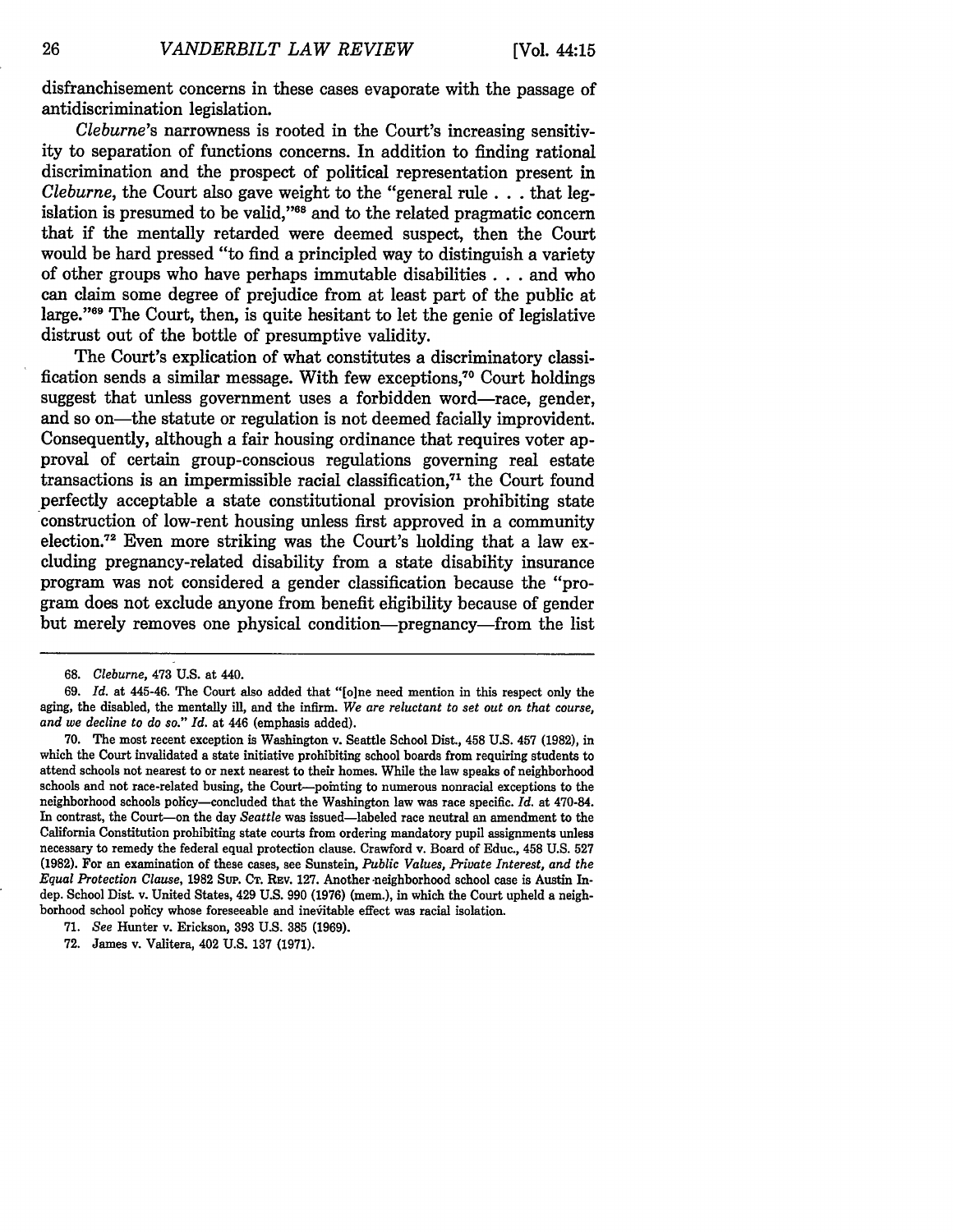disfranchisement concerns in these cases evaporate with the passage of antidiscrimination legislation.

*Cleburne*'s narrowness is rooted in the Court's increasing sensitivity to separation of functions concerns. In addition to finding rational discrimination and the prospect of political representation present in *Cleburne*, the Court also gave weight to the "general rule . . . that legislation is presumed to be valid,"[68] and to the related pragmatic concern that if the mentally retarded were deemed suspect, then the Court would be hard pressed "to find a principled way to distinguish a variety of other groups who have perhaps immutable disabilities . . . and who can claim some degree of prejudice from at least part of the public at large."[69] The Court, then, is quite hesitant to let the genie of legislative distrust out of the bottle of presumptive validity.

The Court's explication of what constitutes a discriminatory classification sends a similar message. With few exceptions,[70] Court holdings suggest that unless government uses a forbidden word—race, gender, and so on—the statute or regulation is not deemed facially improvident. Consequently, although a fair housing ordinance that requires voter approval of certain group-conscious regulations governing real estate transactions is an impermissible racial classification,[71] the Court found perfectly acceptable a state constitutional provision prohibiting state construction of low-rent housing unless first approved in a community election.[72] Even more striking was the Court's holding that a law excluding pregnancy-related disability from a state disability insurance program was not considered a gender classification because the "program does not exclude anyone from benefit eligibility because of gender but merely removes one physical condition—pregnancy—from the list

---

68. *Cleburne*, 473 U.S. at 440.

69. *Id.* at 445-46. The Court also added that "[o]ne need mention in this respect only the aging, the disabled, the mentally ill, and the infirm. *We are reluctant to set out on that course, and we decline to do so.*" *Id.* at 446 (emphasis added).

70. The most recent exception is Washington v. Seattle School Dist., 458 U.S. 457 (1982), in which the Court invalidated a state initiative prohibiting school boards from requiring students to attend schools not nearest to or next nearest to their homes. While the law speaks of neighborhood schools and not race-related busing, the Court—pointing to numerous nonracial exceptions to the neighborhood schools policy—concluded that the Washington law was race specific. *Id.* at 470-84. In contrast, the Court—on the day *Seattle* was issued—labeled race neutral an amendment to the California Constitution prohibiting state courts from ordering mandatory pupil assignments unless necessary to remedy the federal equal protection clause. Crawford v. Board of Educ., 458 U.S. 527 (1982). For an examination of these cases, see Sunstein, *Public Values, Private Interest, and the Equal Protection Clause*, 1982 SUP. CT. REV. 127. Another neighborhood school case is Austin Indep. School Dist. v. United States, 429 U.S. 990 (1976) (mem.), in which the Court upheld a neighborhood school policy whose foreseeable and inevitable effect was racial isolation.

71. *See* Hunter v. Erickson, 393 U.S. 385 (1969).

72. James v. Valitera, 402 U.S. 137 (1971).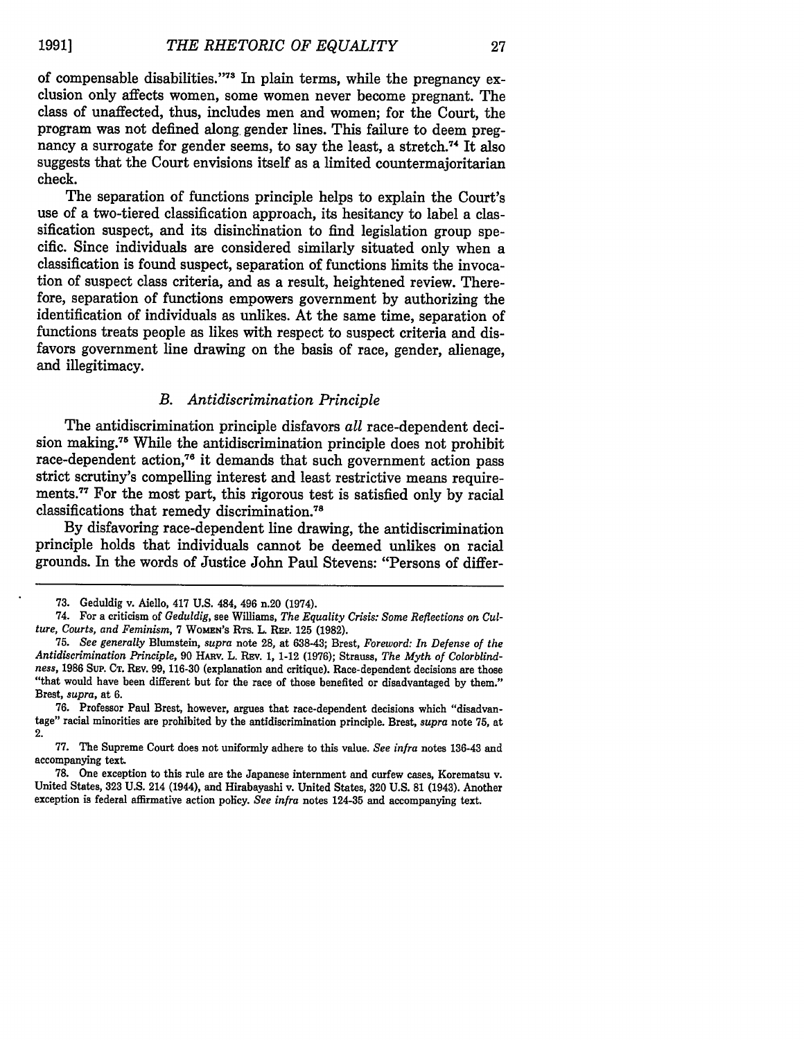of compensable disabilities."[73] In plain terms, while the pregnancy exclusion only affects women, some women never become pregnant. The class of unaffected, thus, includes men and women; for the Court, the program was not defined along gender lines. This failure to deem pregnancy a surrogate for gender seems, to say the least, a stretch.[74] It also suggests that the Court envisions itself as a limited countermajoritarian check.

The separation of functions principle helps to explain the Court's use of a two-tiered classification approach, its hesitancy to label a classification suspect, and its disinclination to find legislation group specific. Since individuals are considered similarly situated only when a classification is found suspect, separation of functions limits the invocation of suspect class criteria, and as a result, heightened review. Therefore, separation of functions empowers government by authorizing the identification of individuals as unlikes. At the same time, separation of functions treats people as likes with respect to suspect criteria and disfavors government line drawing on the basis of race, gender, alienage, and illegitimacy.

### *B. Antidiscrimination Principle*

The antidiscrimination principle disfavors *all* race-dependent decision making.[75] While the antidiscrimination principle does not prohibit race-dependent action,[76] it demands that such government action pass strict scrutiny's compelling interest and least restrictive means requirements.[77] For the most part, this rigorous test is satisfied only by racial classifications that remedy discrimination.[78]

By disfavoring race-dependent line drawing, the antidiscrimination principle holds that individuals cannot be deemed unlikes on racial grounds. In the words of Justice John Paul Stevens: "Persons of differ-

---

73. Geduldig v. Aiello, 417 U.S. 484, 496 n.20 (1974).

74. For a criticism of *Geduldig*, see Williams, *The Equality Crisis: Some Reflections on Culture, Courts, and Feminism*, 7 WOMEN'S RTS. L. REP. 125 (1982).

75. *See generally* Blumstein, *supra* note 28, at 638-43; Brest, *Foreword: In Defense of the Antidiscrimination Principle*, 90 HARV. L. REV. 1, 1-12 (1976); Strauss, *The Myth of Colorblindness*, 1986 SUP. CT. REV. 99, 116-30 (explanation and critique). Race-dependent decisions are those "that would have been different but for the race of those benefited or disadvantaged by them." Brest, *supra*, at 6.

76. Professor Paul Brest, however, argues that race-dependent decisions which "disadvantage" racial minorities are prohibited by the antidiscrimination principle. Brest, *supra* note 75, at 2.

77. The Supreme Court does not uniformly adhere to this value. *See infra* notes 136-43 and accompanying text.

78. One exception to this rule are the Japanese internment and curfew cases, Korematsu v. United States, 323 U.S. 214 (1944), and Hirabayashi v. United States, 320 U.S. 81 (1943). Another exception is federal affirmative action policy. *See infra* notes 124-35 and accompanying text.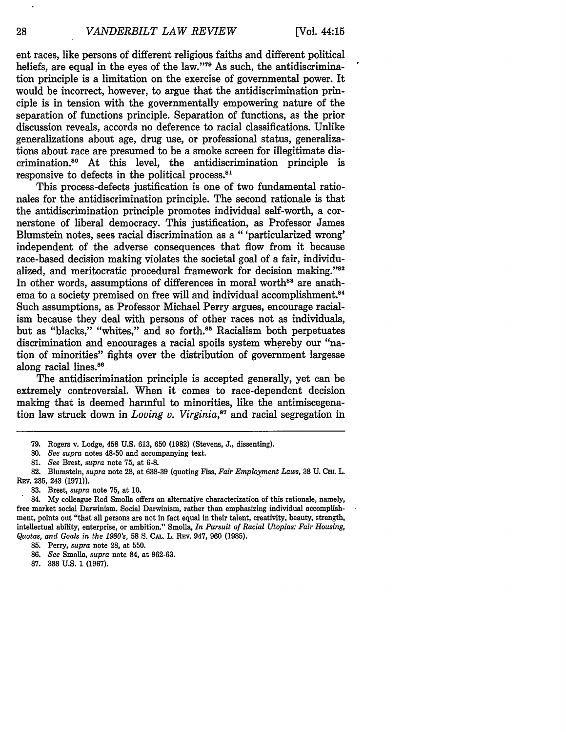ent races, like persons of different religious faiths and different political heliefs, are equal in the eyes of the law."[79] As such, the antidiscrimination principle is a limitation on the exercise of governmental power. It would be incorrect, however, to argue that the antidiscrimination principle is in tension with the governmentally empowering nature of the separation of functions principle. Separation of functions, as the prior discussion reveals, accords no deference to racial classifications. Unlike generalizations about age, drug use, or professional status, generalizations about race are presumed to be a smoke screen for illegitimate discrimination.[80] At this level, the antidiscrimination principle is responsive to defects in the political process.[81]

This process-defects justification is one of two fundamental rationales for the antidiscrimination principle. The second rationale is that the antidiscrimination principle promotes individual self-worth, a cornerstone of liberal democracy. This justification, as Professor James Blumstein notes, sees racial discrimination as a " 'particularized wrong' independent of the adverse consequences that flow from it because race-based decision making violates the societal goal of a fair, individualized, and meritocratic procedural framework for decision making."[82] In other words, assumptions of differences in moral worth[83] are anathema to a society premised on free will and individual accomplishment.[84] Such assumptions, as Professor Michael Perry argues, encourage racialism because they deal with persons of other races not as individuals, but as "blacks," "whites," and so forth.[85] Racialism both perpetuates discrimination and encourages a racial spoils system whereby our "nation of minorities" fights over the distribution of government largesse along racial lines.[86]

The antidiscrimination principle is accepted generally, yet can be extremely controversial. When it comes to race-dependent decision making that is deemed harmful to minorities, like the antimiscegenation law struck down in *Loving v. Virginia*,[87] and racial segregation in

---

79. Rogers v. Lodge, 458 U.S. 613, 650 (1982) (Stevens, J., dissenting).

80. *See supra* notes 48-50 and accompanying text.

81. *See* Brest, *supra* note 75, at 6-8.

82. Blumstein, *supra* note 28, at 638-39 (quoting Fiss, *Fair Employment Laws*, 38 U. CHI. L. REV. 235, 243 (1971)).

83. Brest, *supra* note 75, at 10.

84. My colleague Rod Smolla offers an alternative characterization of this rationale, namely, free market social Darwinism. Social Darwinism, rather than emphasizing individual accomplishment, points out "that all persons are not in fact equal in their talent, creativity, beauty, strength, intellectual ability, enterprise, or ambition." Smolla, *In Pursuit of Racial Utopias: Fair Housing, Quotas, and Goals in the 1980's*, 58 S. CAL. L. REV. 947, 960 (1985).

85. Perry, *supra* note 28, at 550.

86. *See* Smolla, *supra* note 84, at 962-63.

87. 388 U.S. 1 (1967).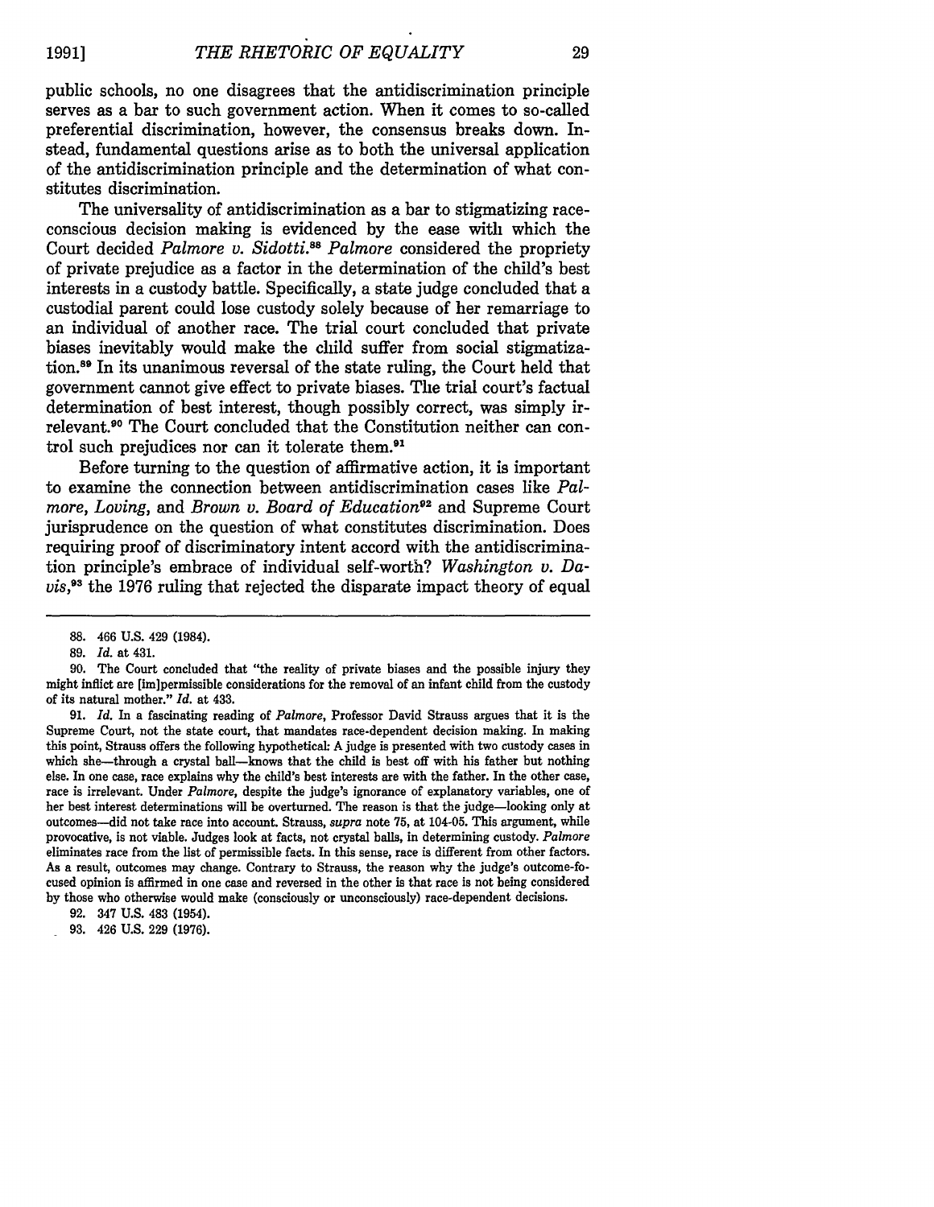public schools, no one disagrees that the antidiscrimination principle serves as a bar to such government action. When it comes to so-called preferential discrimination, however, the consensus breaks down. Instead, fundamental questions arise as to both the universal application of the antidiscrimination principle and the determination of what constitutes discrimination.

The universality of antidiscrimination as a bar to stigmatizing race-conscious decision making is evidenced by the ease with which the Court decided *Palmore v. Sidotti*.[88] *Palmore* considered the propriety of private prejudice as a factor in the determination of the child's best interests in a custody battle. Specifically, a state judge concluded that a custodial parent could lose custody solely because of her remarriage to an individual of another race. The trial court concluded that private biases inevitably would make the child suffer from social stigmatization.[89] In its unanimous reversal of the state ruling, the Court held that government cannot give effect to private biases. The trial court's factual determination of best interest, though possibly correct, was simply irrelevant.[90] The Court concluded that the Constitution neither can control such prejudices nor can it tolerate them.[91]

Before turning to the question of affirmative action, it is important to examine the connection between antidiscrimination cases like *Palmore*, *Loving*, and *Brown v. Board of Education*[92] and Supreme Court jurisprudence on the question of what constitutes discrimination. Does requiring proof of discriminatory intent accord with the antidiscrimination principle's embrace of individual self-worth? *Washington v. Davis*,[93] the 1976 ruling that rejected the disparate impact theory of equal

---

88. 466 U.S. 429 (1984).

89. *Id.* at 431.

90. The Court concluded that "the reality of private biases and the possible injury they might inflict are [im]permissible considerations for the removal of an infant child from the custody of its natural mother." *Id.* at 433.

91. *Id.* In a fascinating reading of *Palmore*, Professor David Strauss argues that it is the Supreme Court, not the state court, that mandates race-dependent decision making. In making this point, Strauss offers the following hypothetical: A judge is presented with two custody cases in which she—through a crystal ball—knows that the child is best off with his father but nothing else. In one case, race explains why the child's best interests are with the father. In the other case, race is irrelevant. Under *Palmore*, despite the judge's ignorance of explanatory variables, one of her best interest determinations will be overturned. The reason is that the judge—looking only at outcomes—did not take race into account. Strauss, *supra* note 75, at 104-05. This argument, while provocative, is not viable. Judges look at facts, not crystal balls, in determining custody. *Palmore* eliminates race from the list of permissible facts. In this sense, race is different from other factors. As a result, outcomes may change. Contrary to Strauss, the reason why the judge's outcome-focused opinion is affirmed in one case and reversed in the other is that race is not being considered by those who otherwise would make (consciously or unconsciously) race-dependent decisions.

92. 347 U.S. 483 (1954).

93. 426 U.S. 229 (1976).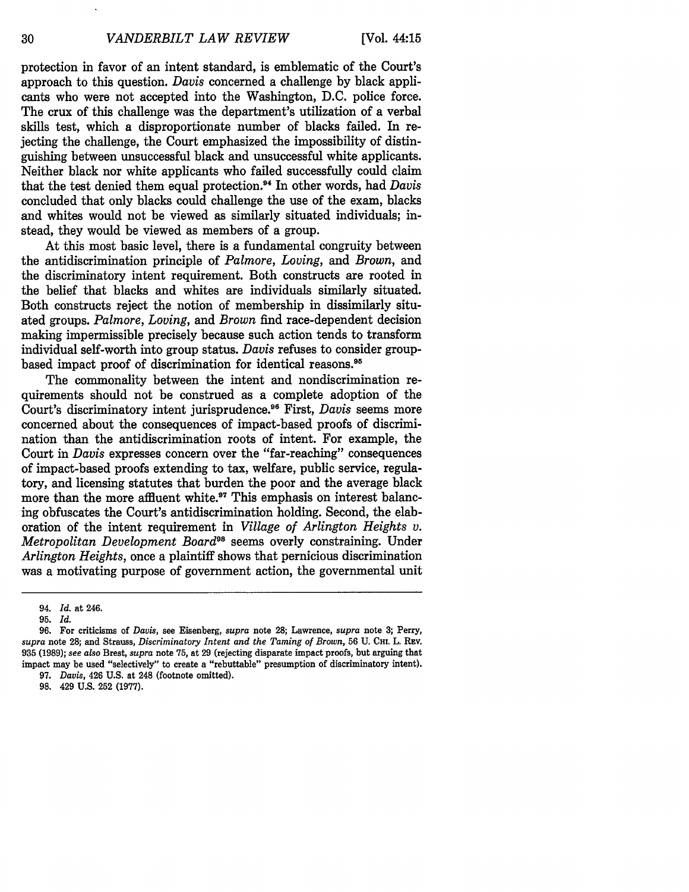protection in favor of an intent standard, is emblematic of the Court's approach to this question. *Davis* concerned a challenge by black applicants who were not accepted into the Washington, D.C. police force. The crux of this challenge was the department's utilization of a verbal skills test, which a disproportionate number of blacks failed. In rejecting the challenge, the Court emphasized the impossibility of distinguishing between unsuccessful black and unsuccessful white applicants. Neither black nor white applicants who failed successfully could claim that the test denied them equal protection.[94] In other words, had *Davis* concluded that only blacks could challenge the use of the exam, blacks and whites would not be viewed as similarly situated individuals; instead, they would be viewed as members of a group.

At this most basic level, there is a fundamental congruity between the antidiscrimination principle of *Palmore*, *Loving*, and *Brown*, and the discriminatory intent requirement. Both constructs are rooted in the belief that blacks and whites are individuals similarly situated. Both constructs reject the notion of membership in dissimilarly situated groups. *Palmore*, *Loving*, and *Brown* find race-dependent decision making impermissible precisely because such action tends to transform individual self-worth into group status. *Davis* refuses to consider group-based impact proof of discrimination for identical reasons.[95]

The commonality between the intent and nondiscrimination requirements should not be construed as a complete adoption of the Court's discriminatory intent jurisprudence.[96] First, *Davis* seems more concerned about the consequences of impact-based proofs of discrimination than the antidiscrimination roots of intent. For example, the Court in *Davis* expresses concern over the "far-reaching" consequences of impact-based proofs extending to tax, welfare, public service, regulatory, and licensing statutes that burden the poor and the average black more than the more affluent white.[97] This emphasis on interest balancing obfuscates the Court's antidiscrimination holding. Second, the elaboration of the intent requirement in *Village of Arlington Heights v. Metropolitan Development Board*[98] seems overly constraining. Under *Arlington Heights*, once a plaintiff shows that pernicious discrimination was a motivating purpose of government action, the governmental unit

---

94. *Id.* at 246.

95. *Id.*

96. For criticisms of *Davis*, see Eisenberg, *supra* note 28; Lawrence, *supra* note 3; Perry, *supra* note 28; and Strauss, *Discriminatory Intent and the Taming of Brown*, 56 U. CHI. L. REV. 935 (1989); *see also* Brest, *supra* note 75, at 29 (rejecting disparate impact proofs, but arguing that impact may be used "selectively" to create a "rebuttable" presumption of discriminatory intent).

97. *Davis*, 426 U.S. at 248 (footnote omitted).

98. 429 U.S. 252 (1977).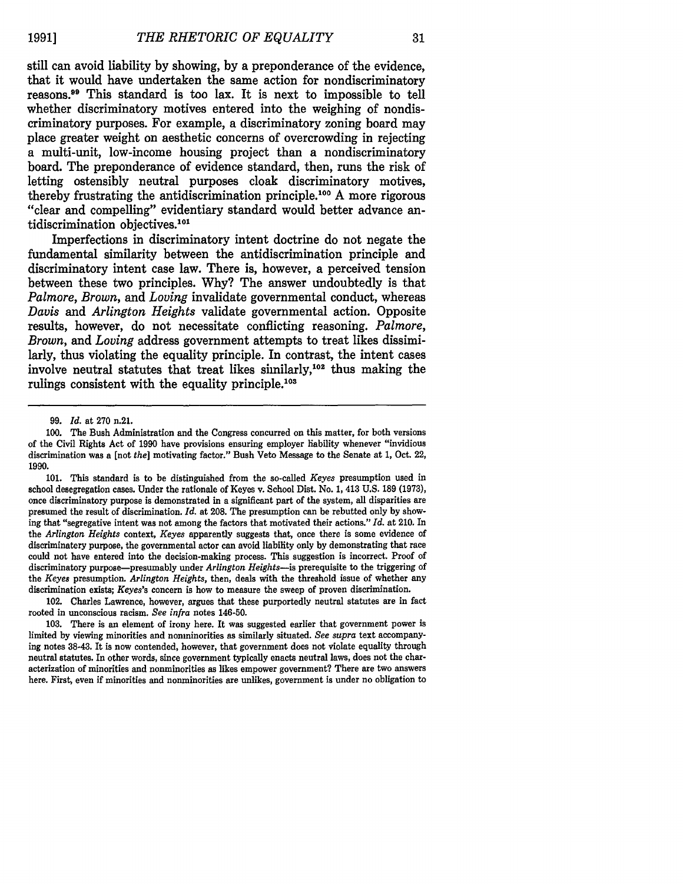still can avoid liability by showing, by a preponderance of the evidence, that it would have undertaken the same action for nondiscriminatory reasons.[99] This standard is too lax. It is next to impossible to tell whether discriminatory motives entered into the weighing of nondiscriminatory purposes. For example, a discriminatory zoning board may place greater weight on aesthetic concerns of overcrowding in rejecting a multi-unit, low-income housing project than a nondiscriminatory board. The preponderance of evidence standard, then, runs the risk of letting ostensibly neutral purposes cloak discriminatory motives, thereby frustrating the antidiscrimination principle.[100] A more rigorous "clear and compelling" evidentiary standard would better advance antidiscrimination objectives.[101]

Imperfections in discriminatory intent doctrine do not negate the fundamental similarity between the antidiscrimination principle and discriminatory intent case law. There is, however, a perceived tension between these two principles. Why? The answer undoubtedly is that *Palmore*, *Brown*, and *Loving* invalidate governmental conduct, whereas *Davis* and *Arlington Heights* validate governmental action. Opposite results, however, do not necessitate conflicting reasoning. *Palmore*, *Brown*, and *Loving* address government attempts to treat likes dissimilarly, thus violating the equality principle. In contrast, the intent cases involve neutral statutes that treat likes similarly,[102] thus making the rulings consistent with the equality principle.[103]

---

99. *Id.* at 270 n.21.

100. The Bush Administration and the Congress concurred on this matter, for both versions of the Civil Rights Act of 1990 have provisions ensuring employer liability whenever "invidious discrimination was a [not *the*] motivating factor." Bush Veto Message to the Senate at 1, Oct. 22, 1990.

101. This standard is to be distinguished from the so-called *Keyes* presumption used in school desegregation cases. Under the rationale of Keyes v. School Dist. No. 1, 413 U.S. 189 (1973), once discriminatory purpose is demonstrated in a significant part of the system, all disparities are presumed the result of discrimination. *Id.* at 208. The presumption can be rebutted only by showing that "segregative intent was not among the factors that motivated their actions." *Id.* at 210. In the *Arlington Heights* context, *Keyes* apparently suggests that, once there is some evidence of discriminatory purpose, the governmental actor can avoid liability only by demonstrating that race could not have entered into the decision-making process. This suggestion is incorrect. Proof of discriminatory purpose—presumably under *Arlington Heights*—is prerequisite to the triggering of the *Keyes* presumption. *Arlington Heights*, then, deals with the threshold issue of whether any discrimination exists; *Keyes*'s concern is how to measure the sweep of proven discrimination.

102. Charles Lawrence, however, argues that these purportedly neutral statutes are in fact rooted in unconscious racism. *See infra* notes 146-50.

103. There is an element of irony here. It was suggested earlier that government power is limited by viewing minorities and nonminorities as similarly situated. *See supra* text accompanying notes 38-43. It is now contended, however, that government does not violate equality through neutral statutes. In other words, since government typically enacts neutral laws, does not the characterization of minorities and nonminorities as likes empower government? There are two answers here. First, even if minorities and nonminorities are unlikes, government is under no obligation to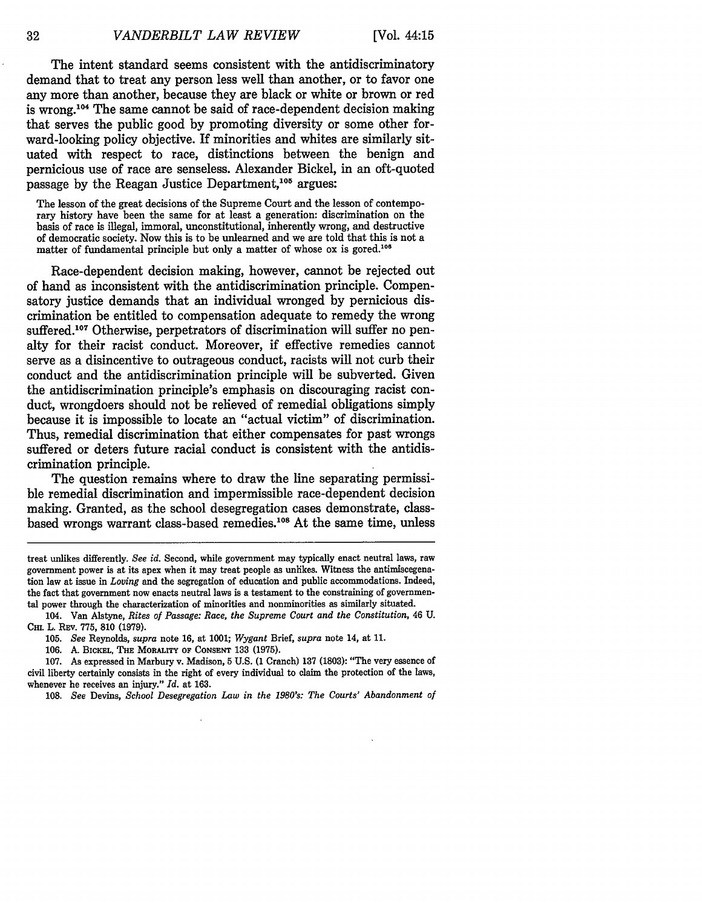The intent standard seems consistent with the antidiscriminatory demand that to treat any person less well than another, or to favor one any more than another, because they are black or white or brown or red is wrong.[104] The same cannot be said of race-dependent decision making that serves the public good by promoting diversity or some other forward-looking policy objective. If minorities and whites are similarly situated with respect to race, distinctions between the benign and pernicious use of race are senseless. Alexander Bickel, in an oft-quoted passage by the Reagan Justice Department,[105] argues:

> The lesson of the great decisions of the Supreme Court and the lesson of contemporary history have been the same for at least a generation: discrimination on the basis of race is illegal, immoral, unconstitutional, inherently wrong, and destructive of democratic society. Now this is to be unlearned and we are told that this is not a matter of fundamental principle but only a matter of whose ox is gored.[106]

Race-dependent decision making, however, cannot be rejected out of hand as inconsistent with the antidiscrimination principle. Compensatory justice demands that an individual wronged by pernicious discrimination be entitled to compensation adequate to remedy the wrong suffered.[107] Otherwise, perpetrators of discrimination will suffer no penalty for their racist conduct. Moreover, if effective remedies cannot serve as a disincentive to outrageous conduct, racists will not curb their conduct and the antidiscrimination principle will be subverted. Given the antidiscrimination principle's emphasis on discouraging racist conduct, wrongdoers should not be relieved of remedial obligations simply because it is impossible to locate an "actual victim" of discrimination. Thus, remedial discrimination that either compensates for past wrongs suffered or deters future racial conduct is consistent with the antidiscrimination principle.

The question remains where to draw the line separating permissible remedial discrimination and impermissible race-dependent decision making. Granted, as the school desegregation cases demonstrate, class-based wrongs warrant class-based remedies.[108] At the same time, unless

---

treat unlikes differently. *See id.* Second, while government may typically enact neutral laws, raw government power is at its apex when it may treat people as unlikes. Witness the antimiscegenation law at issue in *Loving* and the segregation of education and public accommodations. Indeed, the fact that government now enacts neutral laws is a testament to the constraining of governmental power through the characterization of minorities and nonminorities as similarly situated.

104. Van Alstyne, *Rites of Passage: Race, the Supreme Court and the Constitution*, 46 U. CHI. L. REV. 775, 810 (1979).

105. *See* Reynolds, *supra* note 16, at 1001; *Wygant* Brief, *supra* note 14, at 11.

106. A. BICKEL, THE MORALITY OF CONSENT 133 (1975).

107. As expressed in Marbury v. Madison, 5 U.S. (1 Cranch) 137 (1803): "The very essence of civil liberty certainly consists in the right of every individual to claim the protection of the laws, whenever he receives an injury." *Id.* at 163.

108. *See* Devins, *School Desegregation Law in the 1980's: The Courts' Abandonment of*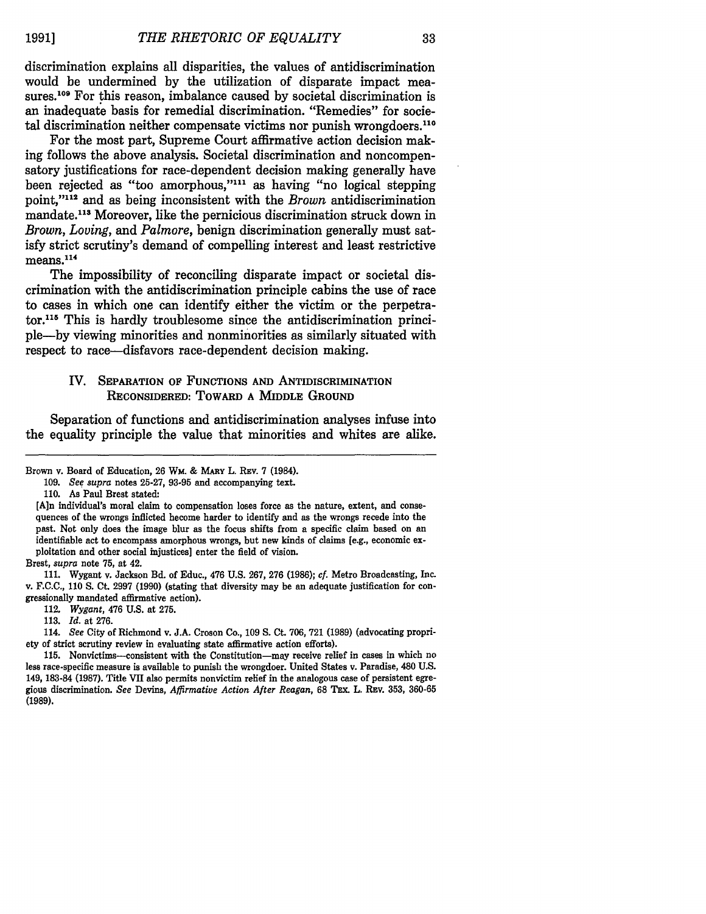discrimination explains all disparities, the values of antidiscrimination would be undermined by the utilization of disparate impact measures.[109] For this reason, imbalance caused by societal discrimination is an inadequate basis for remedial discrimination. "Remedies" for societal discrimination neither compensate victims nor punish wrongdoers.[110]

For the most part, Supreme Court affirmative action decision making follows the above analysis. Societal discrimination and noncompensatory justifications for race-dependent decision making generally have been rejected as "too amorphous,"[111] as having "no logical stepping point,"[112] and as being inconsistent with the *Brown* antidiscrimination mandate.[113] Moreover, like the pernicious discrimination struck down in *Brown*, *Loving*, and *Palmore*, benign discrimination generally must satisfy strict scrutiny's demand of compelling interest and least restrictive means.[114]

The impossibility of reconciling disparate impact or societal discrimination with the antidiscrimination principle cabins the use of race to cases in which one can identify either the victim or the perpetrator.[115] This is hardly troublesome since the antidiscrimination principle—by viewing minorities and nonminorities as similarly situated with respect to race—disfavors race-dependent decision making.

## IV. Separation of Functions and Antidiscrimination Reconsidered: Toward a Middle Ground

Separation of functions and antidiscrimination analyses infuse into the equality principle the value that minorities and whites are alike.

---

Brown v. Board of Education, 26 Wm. & Mary L. Rev. 7 (1984).

109. *See supra* notes 25-27, 93-95 and accompanying text.

110. As Paul Brest stated:

[A]n individual's moral claim to compensation loses force as the nature, extent, and consequences of the wrongs inflicted become harder to identify and as the wrongs recede into the past. Not only does the image blur as the focus shifts from a specific claim based on an identifiable act to encompass amorphous wrongs, but new kinds of claims [e.g., economic exploitation and other social injustices] enter the field of vision.

Brest, *supra* note 75, at 42.

111. Wygant v. Jackson Bd. of Educ., 476 U.S. 267, 276 (1986); *cf.* Metro Broadcasting, Inc. v. F.C.C., 110 S. Ct. 2997 (1990) (stating that diversity may be an adequate justification for congressionally mandated affirmative action).

112. *Wygant*, 476 U.S. at 275.

113. *Id.* at 276.

114. *See* City of Richmond v. J.A. Croson Co., 109 S. Ct. 706, 721 (1989) (advocating propriety of strict scrutiny review in evaluating state affirmative action efforts).

115. Nonvictims—consistent with the Constitution—may receive relief in cases in which no less race-specific measure is available to punish the wrongdoer. United States v. Paradise, 480 U.S. 149, 183-84 (1987). Title VII also permits nonvictim relief in the analogous case of persistent egregious discrimination. *See* Devins, *Affirmative Action After Reagan*, 68 Tex. L. Rev. 353, 360-65 (1989).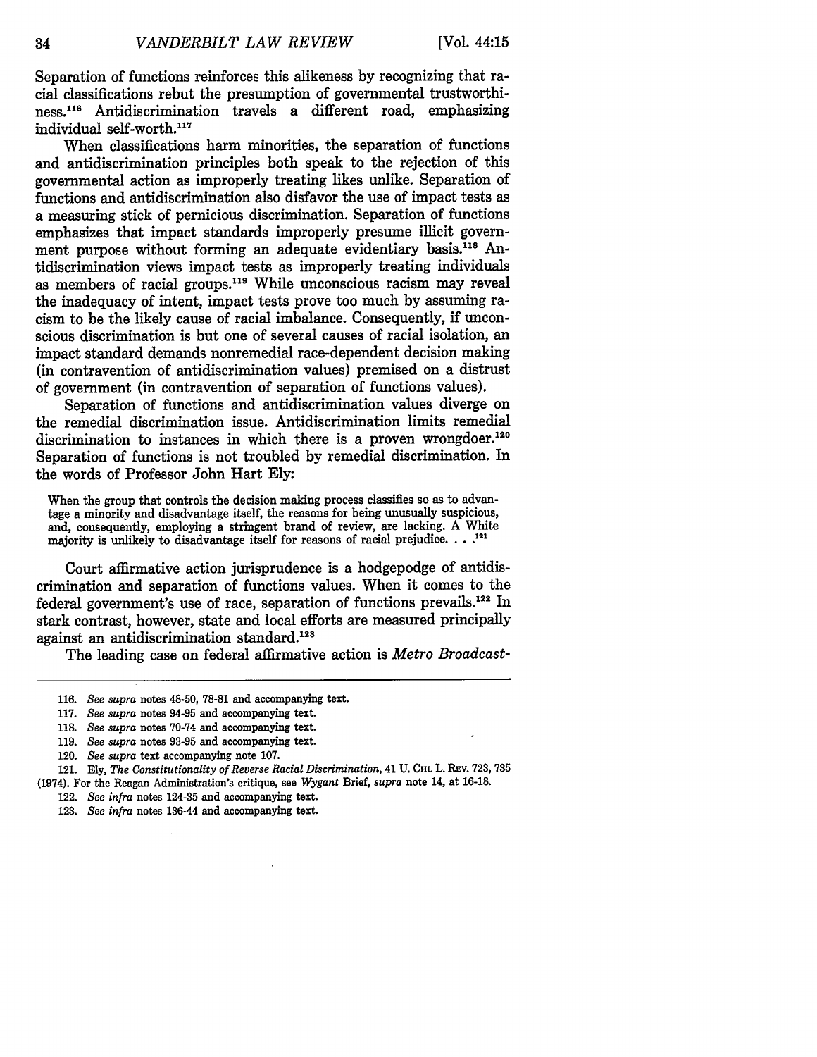Separation of functions reinforces this alikeness by recognizing that racial classifications rebut the presumption of governmental trustworthiness.[116] Antidiscrimination travels a different road, emphasizing individual self-worth.[117]

When classifications harm minorities, the separation of functions and antidiscrimination principles both speak to the rejection of this governmental action as improperly treating likes unlike. Separation of functions and antidiscrimination also disfavor the use of impact tests as a measuring stick of pernicious discrimination. Separation of functions emphasizes that impact standards improperly presume illicit government purpose without forming an adequate evidentiary basis.[118] Antidiscrimination views impact tests as improperly treating individuals as members of racial groups.[119] While unconscious racism may reveal the inadequacy of intent, impact tests prove too much by assuming racism to be the likely cause of racial imbalance. Consequently, if unconscious discrimination is but one of several causes of racial isolation, an impact standard demands nonremedial race-dependent decision making (in contravention of antidiscrimination values) premised on a distrust of government (in contravention of separation of functions values).

Separation of functions and antidiscrimination values diverge on the remedial discrimination issue. Antidiscrimination limits remedial discrimination to instances in which there is a proven wrongdoer.[120] Separation of functions is not troubled by remedial discrimination. In the words of Professor John Hart Ely:

> When the group that controls the decision making process classifies so as to advantage a minority and disadvantage itself, the reasons for being unusually suspicious, and, consequently, employing a stringent brand of review, are lacking. A White majority is unlikely to disadvantage itself for reasons of racial prejudice. . . .[121]

Court affirmative action jurisprudence is a hodgepodge of antidiscrimination and separation of functions values. When it comes to the federal government's use of race, separation of functions prevails.[122] In stark contrast, however, state and local efforts are measured principally against an antidiscrimination standard.[123]

The leading case on federal affirmative action is *Metro Broadcast-*

---

116. *See supra* notes 48-50, 78-81 and accompanying text.

117. *See supra* notes 94-95 and accompanying text.

118. *See supra* notes 70-74 and accompanying text.

119. *See supra* notes 93-95 and accompanying text.

120. *See supra* text accompanying note 107.

121. Ely, *The Constitutionality of Reverse Racial Discrimination*, 41 U. CHI. L. REV. 723, 735 (1974). For the Reagan Administration's critique, see *Wygant* Brief, *supra* note 14, at 16-18.

122. *See infra* notes 124-35 and accompanying text.

123. *See infra* notes 136-44 and accompanying text.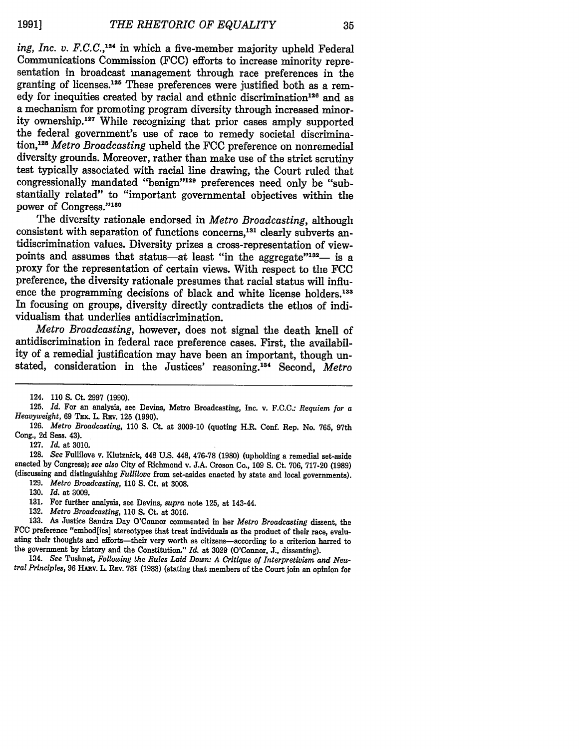*ing, Inc. v. F.C.C.*,[124] in which a five-member majority upheld Federal Communications Commission (FCC) efforts to increase minority representation in broadcast management through race preferences in the granting of licenses.[125] These preferences were justified both as a remedy for inequities created by racial and ethnic discrimination[126] and as a mechanism for promoting program diversity through increased minority ownership.[127] While recognizing that prior cases amply supported the federal government's use of race to remedy societal discrimination,[128] *Metro Broadcasting* upheld the FCC preference on nonremedial diversity grounds. Moreover, rather than make use of the strict scrutiny test typically associated with racial line drawing, the Court ruled that congressionally mandated "benign"[129] preferences need only be "substantially related" to "important governmental objectives within the power of Congress."[130]

The diversity rationale endorsed in *Metro Broadcasting*, although consistent with separation of functions concerns,[131] clearly subverts antidiscrimination values. Diversity prizes a cross-representation of viewpoints and assumes that status—at least "in the aggregate"[132]— is a proxy for the representation of certain views. With respect to the FCC preference, the diversity rationale presumes that racial status will influence the programming decisions of black and white license holders.[133] In focusing on groups, diversity directly contradicts the ethos of individualism that underlies antidiscrimination.

*Metro Broadcasting*, however, does not signal the death knell of antidiscrimination in federal race preference cases. First, the availability of a remedial justification may have been an important, though unstated, consideration in the Justices' reasoning.[134] Second, *Metro*

---

124. 110 S. Ct. 2997 (1990).

125. *Id.* For an analysis, see Devins, Metro Broadcasting, Inc. v. F.C.C.: *Requiem for a Heavyweight*, 69 TEX. L. REV. 125 (1990).

126. *Metro Broadcasting*, 110 S. Ct. at 3009-10 (quoting H.R. Conf. Rep. No. 765, 97th Cong., 2d Sess. 43).

127. *Id.* at 3010.

128. *See* Fullilove v. Klutznick, 448 U.S. 448, 476-78 (1980) (upholding a remedial set-aside enacted by Congress); *see also* City of Richmond v. J.A. Croson Co., 109 S. Ct. 706, 717-20 (1989) (discussing and distinguishing *Fullilove* from set-asides enacted by state and local governments).

129. *Metro Broadcasting*, 110 S. Ct. at 3008.

130. *Id.* at 3009.

131. For further analysis, see Devins, *supra* note 125, at 143-44.

132. *Metro Broadcasting*, 110 S. Ct. at 3016.

133. As Justice Sandra Day O'Connor commented in her *Metro Broadcasting* dissent, the FCC preference "embod[ies] stereotypes that treat individuals as the product of their race, evaluating their thoughts and efforts—their very worth as citizens—according to a criterion barred to the government by history and the Constitution." *Id.* at 3029 (O'Connor, J., dissenting).

134. *See* Tushnet, *Following the Rules Laid Down: A Critique of Interpretivism and Neutral Principles*, 96 HARV. L. REV. 781 (1983) (stating that members of the Court join an opinion for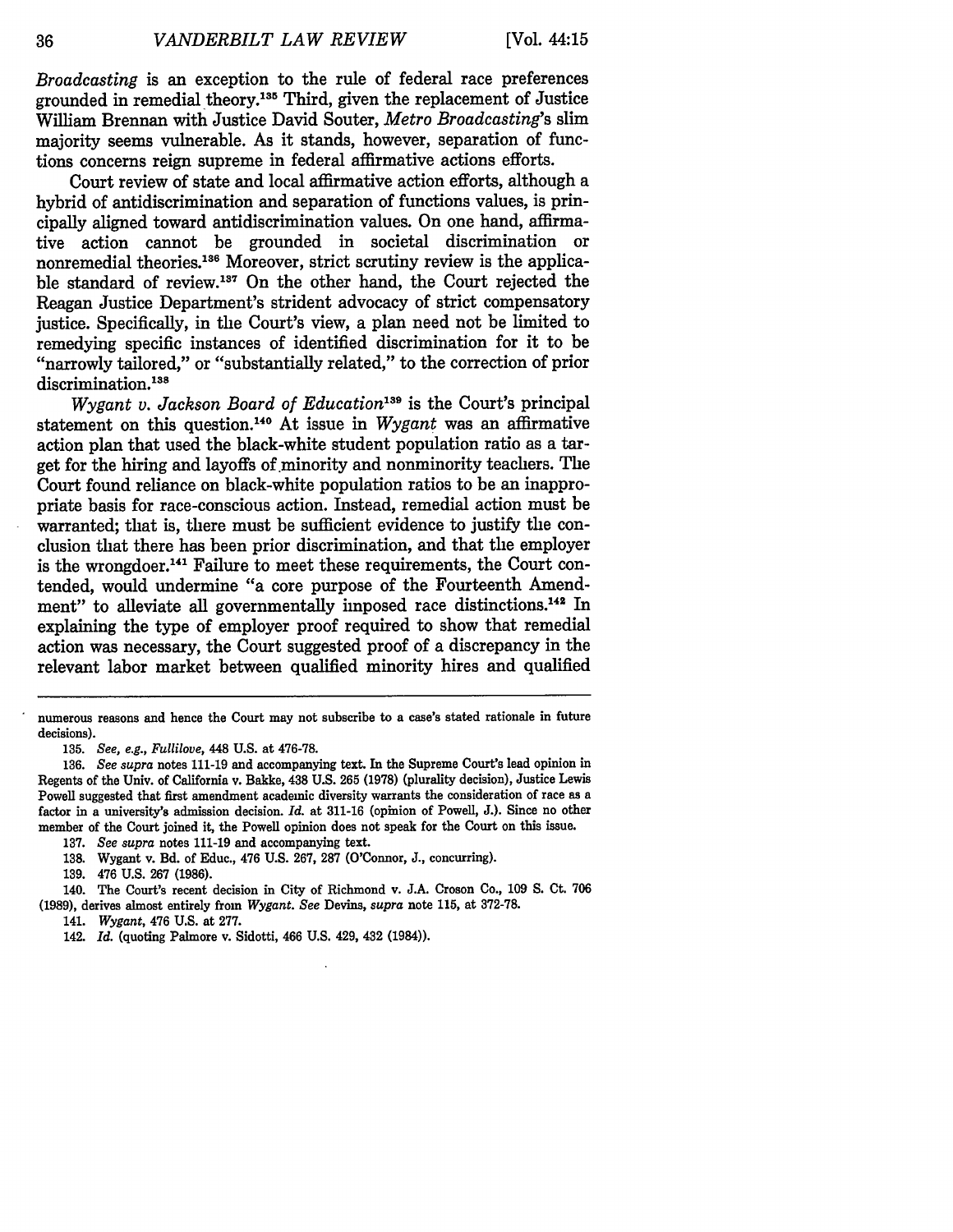*Broadcasting* is an exception to the rule of federal race preferences grounded in remedial theory.[135] Third, given the replacement of Justice William Brennan with Justice David Souter, *Metro Broadcasting*'s slim majority seems vulnerable. As it stands, however, separation of functions concerns reign supreme in federal affirmative actions efforts.

Court review of state and local affirmative action efforts, although a hybrid of antidiscrimination and separation of functions values, is principally aligned toward antidiscrimination values. On one hand, affirmative action cannot be grounded in societal discrimination or nonremedial theories.[136] Moreover, strict scrutiny review is the applicable standard of review.[137] On the other hand, the Court rejected the Reagan Justice Department's strident advocacy of strict compensatory justice. Specifically, in the Court's view, a plan need not be limited to remedying specific instances of identified discrimination for it to be "narrowly tailored," or "substantially related," to the correction of prior discrimination.[138]

*Wygant v. Jackson Board of Education*[139] is the Court's principal statement on this question.[140] At issue in *Wygant* was an affirmative action plan that used the black-white student population ratio as a target for the hiring and layoffs of minority and nonminority teachers. The Court found reliance on black-white population ratios to be an inappropriate basis for race-conscious action. Instead, remedial action must be warranted; that is, there must be sufficient evidence to justify the conclusion that there has been prior discrimination, and that the employer is the wrongdoer.[141] Failure to meet these requirements, the Court contended, would undermine "a core purpose of the Fourteenth Amendment" to alleviate all governmentally imposed race distinctions.[142] In explaining the type of employer proof required to show that remedial action was necessary, the Court suggested proof of a discrepancy in the relevant labor market between qualified minority hires and qualified

---

numerous reasons and hence the Court may not subscribe to a case's stated rationale in future decisions).

135. *See, e.g., Fullilove*, 448 U.S. at 476-78.

136. *See supra* notes 111-19 and accompanying text. In the Supreme Court's lead opinion in Regents of the Univ. of California v. Bakke, 438 U.S. 265 (1978) (plurality decision), Justice Lewis Powell suggested that first amendment academic diversity warrants the consideration of race as a factor in a university's admission decision. *Id.* at 311-16 (opinion of Powell, J.). Since no other member of the Court joined it, the Powell opinion does not speak for the Court on this issue.

137. *See supra* notes 111-19 and accompanying text.

138. Wygant v. Bd. of Educ., 476 U.S. 267, 287 (O'Connor, J., concurring).

139. 476 U.S. 267 (1986).

140. The Court's recent decision in City of Richmond v. J.A. Croson Co., 109 S. Ct. 706 (1989), derives almost entirely from *Wygant*. *See* Devins, *supra* note 115, at 372-78.

141. *Wygant*, 476 U.S. at 277.

142. *Id.* (quoting Palmore v. Sidotti, 466 U.S. 429, 432 (1984)).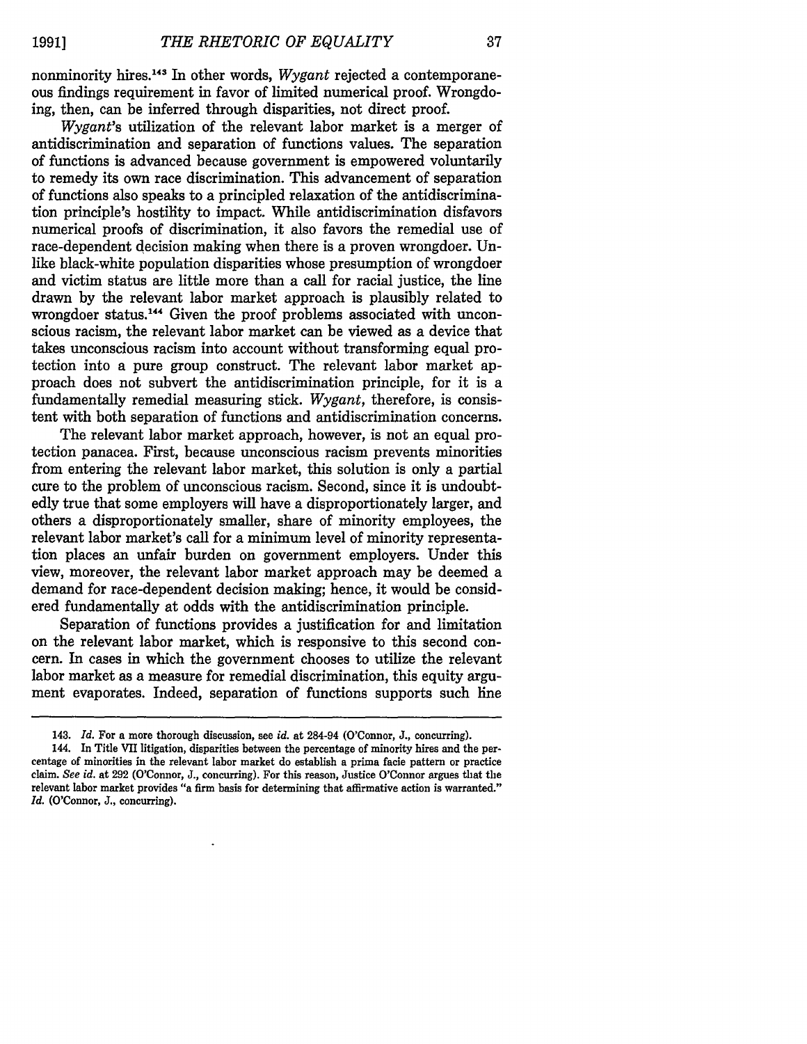nonminority hires.[143] In other words, *Wygant* rejected a contemporaneous findings requirement in favor of limited numerical proof. Wrongdoing, then, can be inferred through disparities, not direct proof.

*Wygant*'s utilization of the relevant labor market is a merger of antidiscrimination and separation of functions values. The separation of functions is advanced because government is empowered voluntarily to remedy its own race discrimination. This advancement of separation of functions also speaks to a principled relaxation of the antidiscrimination principle's hostility to impact. While antidiscrimination disfavors numerical proofs of discrimination, it also favors the remedial use of race-dependent decision making when there is a proven wrongdoer. Unlike black-white population disparities whose presumption of wrongdoer and victim status are little more than a call for racial justice, the line drawn by the relevant labor market approach is plausibly related to wrongdoer status.[144] Given the proof problems associated with unconscious racism, the relevant labor market can be viewed as a device that takes unconscious racism into account without transforming equal protection into a pure group construct. The relevant labor market approach does not subvert the antidiscrimination principle, for it is a fundamentally remedial measuring stick. *Wygant*, therefore, is consistent with both separation of functions and antidiscrimination concerns.

The relevant labor market approach, however, is not an equal protection panacea. First, because unconscious racism prevents minorities from entering the relevant labor market, this solution is only a partial cure to the problem of unconscious racism. Second, since it is undoubtedly true that some employers will have a disproportionately larger, and others a disproportionately smaller, share of minority employees, the relevant labor market's call for a minimum level of minority representation places an unfair burden on government employers. Under this view, moreover, the relevant labor market approach may be deemed a demand for race-dependent decision making; hence, it would be considered fundamentally at odds with the antidiscrimination principle.

Separation of functions provides a justification for and limitation on the relevant labor market, which is responsive to this second concern. In cases in which the government chooses to utilize the relevant labor market as a measure for remedial discrimination, this equity argument evaporates. Indeed, separation of functions supports such line

---

143. *Id.* For a more thorough discussion, see *id.* at 284-94 (O'Connor, J., concurring).

144. In Title VII litigation, disparities between the percentage of minority hires and the percentage of minorities in the relevant labor market do establish a prima facie pattern or practice claim. *See id.* at 292 (O'Connor, J., concurring). For this reason, Justice O'Connor argues that the relevant labor market provides "a firm basis for determining that affirmative action is warranted." *Id.* (O'Connor, J., concurring).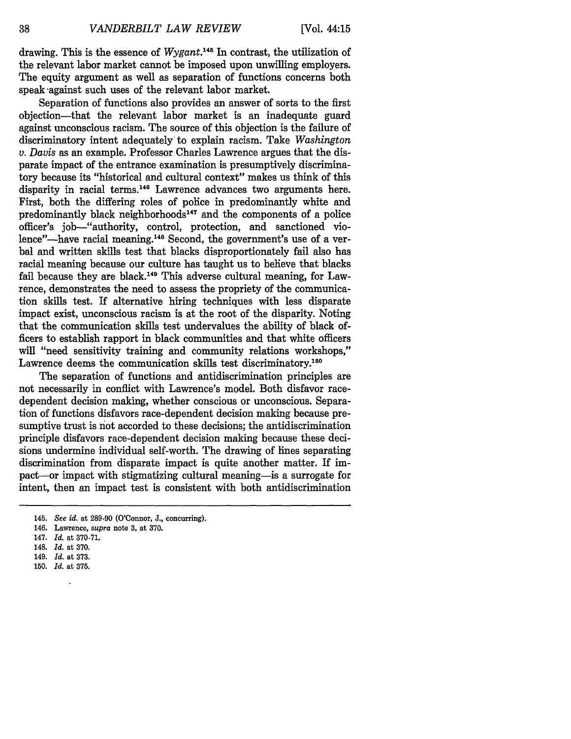drawing. This is the essence of *Wygant*.[145] In contrast, the utilization of the relevant labor market cannot be imposed upon unwilling employers. The equity argument as well as separation of functions concerns both speak against such uses of the relevant labor market.

Separation of functions also provides an answer of sorts to the first objection—that the relevant labor market is an inadequate guard against unconscious racism. The source of this objection is the failure of discriminatory intent adequately to explain racism. Take *Washington v. Davis* as an example. Professor Charles Lawrence argues that the disparate impact of the entrance examination is presumptively discriminatory because its "historical and cultural context" makes us think of this disparity in racial terms.[146] Lawrence advances two arguments here. First, both the differing roles of police in predominantly white and predominantly black neighborhoods[147] and the components of a police officer's job—"authority, control, protection, and sanctioned violence"—have racial meaning.[148] Second, the government's use of a verbal and written skills test that blacks disproportionately fail also has racial meaning because our culture has taught us to believe that blacks fail because they are black.[149] This adverse cultural meaning, for Lawrence, demonstrates the need to assess the propriety of the communication skills test. If alternative hiring techniques with less disparate impact exist, unconscious racism is at the root of the disparity. Noting that the communication skills test undervalues the ability of black officers to establish rapport in black communities and that white officers will "need sensitivity training and community relations workshops," Lawrence deems the communication skills test discriminatory.[150]

The separation of functions and antidiscrimination principles are not necessarily in conflict with Lawrence's model. Both disfavor race-dependent decision making, whether conscious or unconscious. Separation of functions disfavors race-dependent decision making because presumptive trust is not accorded to these decisions; the antidiscrimination principle disfavors race-dependent decision making because these decisions undermine individual self-worth. The drawing of lines separating discrimination from disparate impact is quite another matter. If impact—or impact with stigmatizing cultural meaning—is a surrogate for intent, then an impact test is consistent with both antidiscrimination

---

145. *See id.* at 289-90 (O'Connor, J., concurring).
146. Lawrence, *supra* note 3, at 370.
147. *Id.* at 370-71.
148. *Id.* at 370.
149. *Id.* at 373.
150. *Id.* at 375.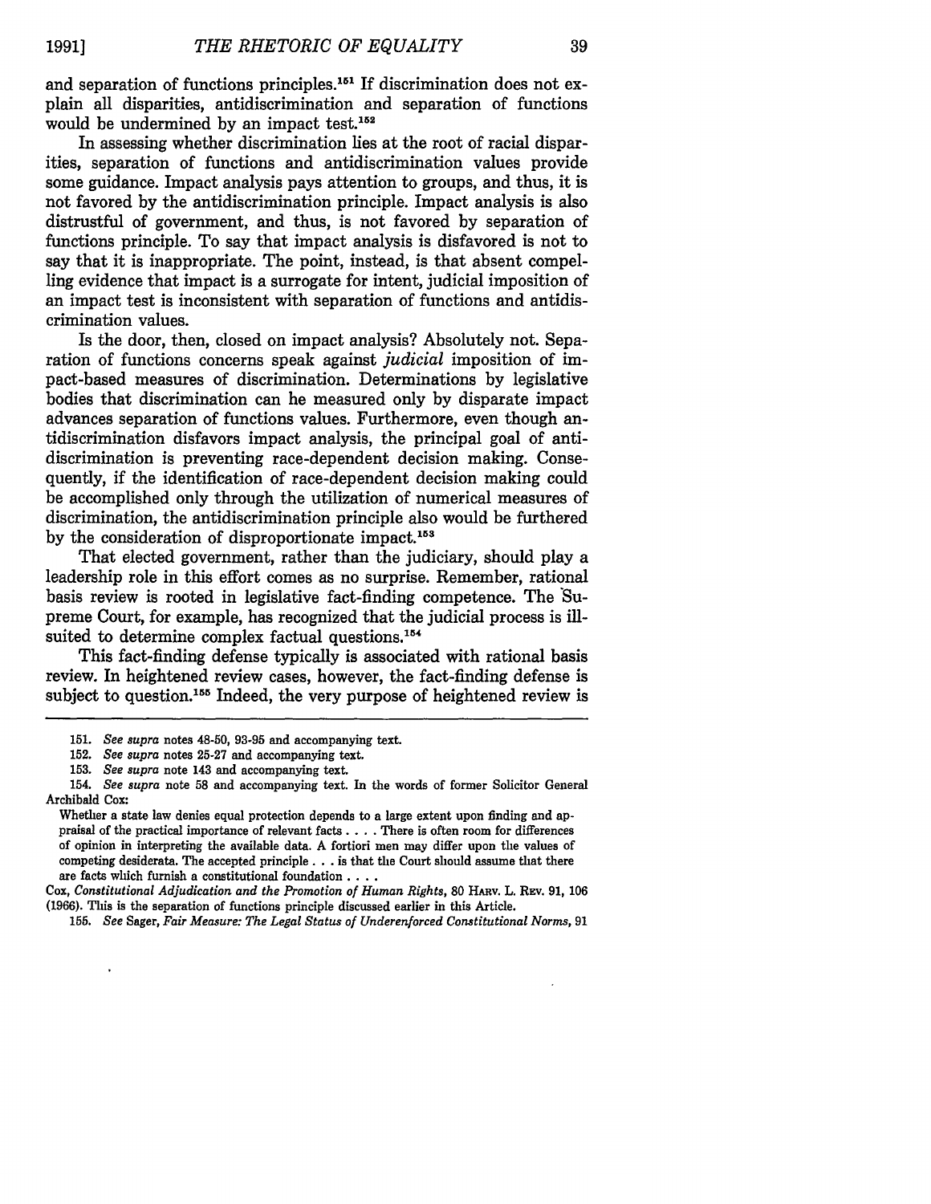and separation of functions principles.[151] If discrimination does not explain all disparities, antidiscrimination and separation of functions would be undermined by an impact test.[152]

In assessing whether discrimination lies at the root of racial disparities, separation of functions and antidiscrimination values provide some guidance. Impact analysis pays attention to groups, and thus, it is not favored by the antidiscrimination principle. Impact analysis is also distrustful of government, and thus, is not favored by separation of functions principle. To say that impact analysis is disfavored is not to say that it is inappropriate. The point, instead, is that absent compelling evidence that impact is a surrogate for intent, judicial imposition of an impact test is inconsistent with separation of functions and antidiscrimination values.

Is the door, then, closed on impact analysis? Absolutely not. Separation of functions concerns speak against *judicial* imposition of impact-based measures of discrimination. Determinations by legislative bodies that discrimination can be measured only by disparate impact advances separation of functions values. Furthermore, even though antidiscrimination disfavors impact analysis, the principal goal of antidiscrimination is preventing race-dependent decision making. Consequently, if the identification of race-dependent decision making could be accomplished only through the utilization of numerical measures of discrimination, the antidiscrimination principle also would be furthered by the consideration of disproportionate impact.[153]

That elected government, rather than the judiciary, should play a leadership role in this effort comes as no surprise. Remember, rational basis review is rooted in legislative fact-finding competence. The Supreme Court, for example, has recognized that the judicial process is ill-suited to determine complex factual questions.[154]

This fact-finding defense typically is associated with rational basis review. In heightened review cases, however, the fact-finding defense is subject to question.[155] Indeed, the very purpose of heightened review is

---

151. *See supra* notes 48-50, 93-95 and accompanying text.

152. *See supra* notes 25-27 and accompanying text.

153. *See supra* note 143 and accompanying text.

154. *See supra* note 58 and accompanying text. In the words of former Solicitor General Archibald Cox:

> Whether a state law denies equal protection depends to a large extent upon finding and appraisal of the practical importance of relevant facts . . . . There is often room for differences of opinion in interpreting the available data. A fortiori men may differ upon the values of competing desiderata. The accepted principle . . . is that the Court should assume that there are facts which furnish a constitutional foundation . . . .

Cox, *Constitutional Adjudication and the Promotion of Human Rights*, 80 HARV. L. REV. 91, 106 (1966). This is the separation of functions principle discussed earlier in this Article.

155. *See* Sager, *Fair Measure: The Legal Status of Underenforced Constitutional Norms*, 91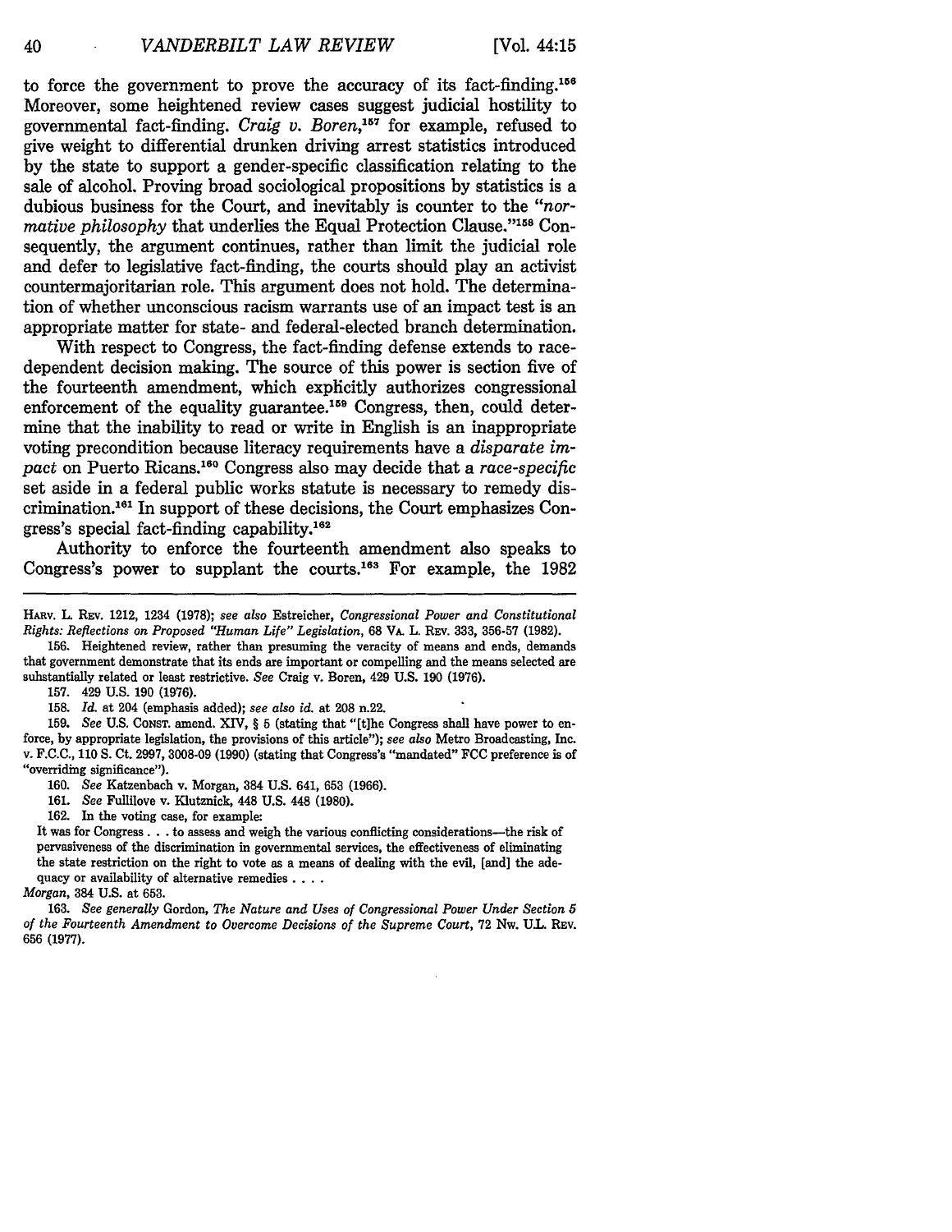to force the government to prove the accuracy of its fact-finding.[156] Moreover, some heightened review cases suggest judicial hostility to governmental fact-finding. *Craig v. Boren*,[157] for example, refused to give weight to differential drunken driving arrest statistics introduced by the state to support a gender-specific classification relating to the sale of alcohol. Proving broad sociological propositions by statistics is a dubious business for the Court, and inevitably is counter to the "*normative philosophy* that underlies the Equal Protection Clause."[158] Consequently, the argument continues, rather than limit the judicial role and defer to legislative fact-finding, the courts should play an activist countermajoritarian role. This argument does not hold. The determination of whether unconscious racism warrants use of an impact test is an appropriate matter for state- and federal-elected branch determination.

With respect to Congress, the fact-finding defense extends to race-dependent decision making. The source of this power is section five of the fourteenth amendment, which explicitly authorizes congressional enforcement of the equality guarantee.[159] Congress, then, could determine that the inability to read or write in English is an inappropriate voting precondition because literacy requirements have a *disparate impact* on Puerto Ricans.[160] Congress also may decide that a *race-specific* set aside in a federal public works statute is necessary to remedy discrimination.[161] In support of these decisions, the Court emphasizes Congress's special fact-finding capability.[162]

Authority to enforce the fourteenth amendment also speaks to Congress's power to supplant the courts.[163] For example, the 1982

---

HARV. L. REV. 1212, 1234 (1978); *see also* Estreicher, *Congressional Power and Constitutional Rights: Reflections on Proposed "Human Life" Legislation*, 68 VA. L. REV. 333, 356-57 (1982).

156. Heightened review, rather than presuming the veracity of means and ends, demands that government demonstrate that its ends are important or compelling and the means selected are substantially related or least restrictive. *See* Craig v. Boren, 429 U.S. 190 (1976).

157. 429 U.S. 190 (1976).

158. *Id.* at 204 (emphasis added); *see also id.* at 208 n.22.

159. *See* U.S. CONST. amend. XIV, § 5 (stating that "[t]he Congress shall have power to enforce, by appropriate legislation, the provisions of this article"); *see also* Metro Broadcasting, Inc. v. F.C.C., 110 S. Ct. 2997, 3008-09 (1990) (stating that Congress's "mandated" FCC preference is of "overriding significance").

160. *See* Katzenbach v. Morgan, 384 U.S. 641, 653 (1966).

161. *See* Fullilove v. Klutznick, 448 U.S. 448 (1980).

162. In the voting case, for example:

> It was for Congress . . . to assess and weigh the various conflicting considerations—the risk of pervasiveness of the discrimination in governmental services, the effectiveness of eliminating the state restriction on the right to vote as a means of dealing with the evil, [and] the adequacy or availability of alternative remedies . . . .

*Morgan*, 384 U.S. at 653.

163. *See generally* Gordon, *The Nature and Uses of Congressional Power Under Section 5 of the Fourteenth Amendment to Overcome Decisions of the Supreme Court*, 72 NW. U.L. REV. 656 (1977).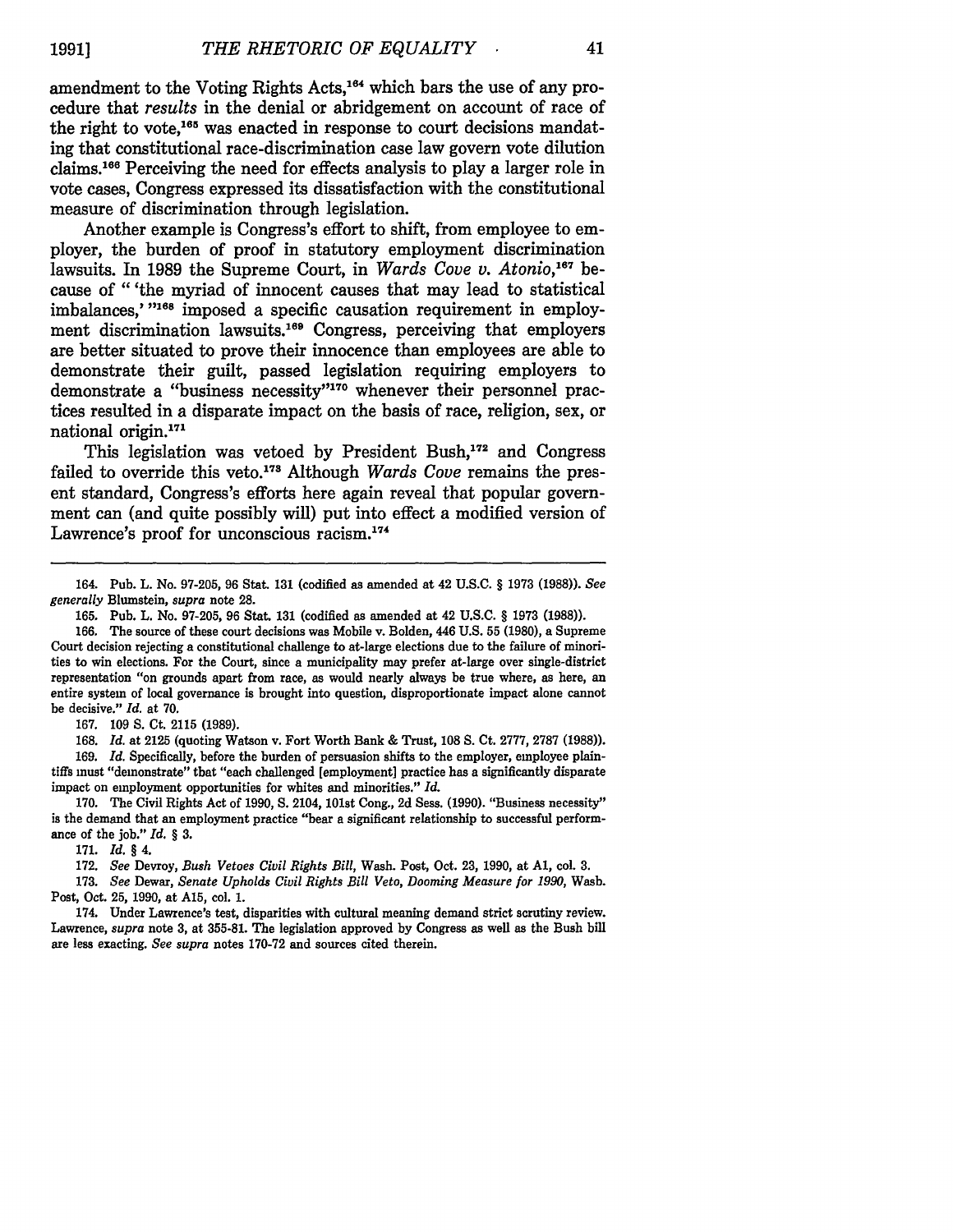amendment to the Voting Rights Acts,[164] which bars the use of any procedure that *results* in the denial or abridgement on account of race of the right to vote,[165] was enacted in response to court decisions mandating that constitutional race-discrimination case law govern vote dilution claims.[166] Perceiving the need for effects analysis to play a larger role in vote cases, Congress expressed its dissatisfaction with the constitutional measure of discrimination through legislation.

Another example is Congress's effort to shift, from employee to employer, the burden of proof in statutory employment discrimination lawsuits. In 1989 the Supreme Court, in *Wards Cove v. Atonio*,[167] because of " 'the myriad of innocent causes that may lead to statistical imbalances,' "[168] imposed a specific causation requirement in employment discrimination lawsuits.[169] Congress, perceiving that employers are better situated to prove their innocence than employees are able to demonstrate their guilt, passed legislation requiring employers to demonstrate a "business necessity"[170] whenever their personnel practices resulted in a disparate impact on the basis of race, religion, sex, or national origin.[171]

This legislation was vetoed by President Bush,[172] and Congress failed to override this veto.[173] Although *Wards Cove* remains the present standard, Congress's efforts here again reveal that popular government can (and quite possibly will) put into effect a modified version of Lawrence's proof for unconscious racism.[174]

---

164. Pub. L. No. 97-205, 96 Stat. 131 (codified as amended at 42 U.S.C. § 1973 (1988)). *See generally* Blumstein, *supra* note 28.

165. Pub. L. No. 97-205, 96 Stat. 131 (codified as amended at 42 U.S.C. § 1973 (1988)).

166. The source of these court decisions was Mobile v. Bolden, 446 U.S. 55 (1980), a Supreme Court decision rejecting a constitutional challenge to at-large elections due to the failure of minorities to win elections. For the Court, since a municipality may prefer at-large over single-district representation "on grounds apart from race, as would nearly always be true where, as here, an entire system of local governance is brought into question, disproportionate impact alone cannot be decisive." *Id.* at 70.

167. 109 S. Ct. 2115 (1989).

168. *Id.* at 2125 (quoting Watson v. Fort Worth Bank & Trust, 108 S. Ct. 2777, 2787 (1988)).

169. *Id.* Specifically, before the burden of persuasion shifts to the employer, employee plaintiffs must "demonstrate" that "each challenged [employment] practice has a significantly disparate impact on employment opportunities for whites and minorities." *Id.*

170. The Civil Rights Act of 1990, S. 2104, 101st Cong., 2d Sess. (1990). "Business necessity" is the demand that an employment practice "bear a significant relationship to successful performance of the job." *Id.* § 3.

171. *Id.* § 4.

172. *See* Devroy, *Bush Vetoes Civil Rights Bill*, Wash. Post, Oct. 23, 1990, at A1, col. 3.

173. *See* Dewar, *Senate Upholds Civil Rights Bill Veto, Dooming Measure for 1990*, Wash. Post, Oct. 25, 1990, at A15, col. 1.

174. Under Lawrence's test, disparities with cultural meaning demand strict scrutiny review. Lawrence, *supra* note 3, at 355-81. The legislation approved by Congress as well as the Bush bill are less exacting. *See supra* notes 170-72 and sources cited therein.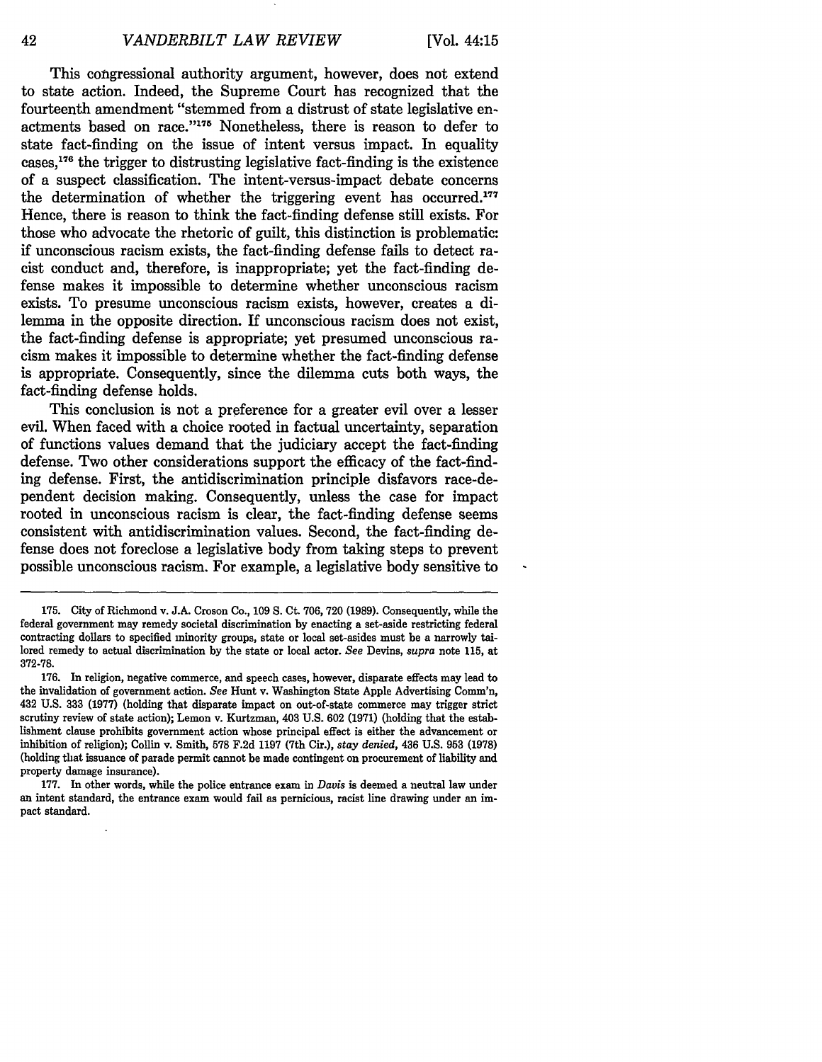This congressional authority argument, however, does not extend to state action. Indeed, the Supreme Court has recognized that the fourteenth amendment "stemmed from a distrust of state legislative enactments based on race."[175] Nonetheless, there is reason to defer to state fact-finding on the issue of intent versus impact. In equality cases,[176] the trigger to distrusting legislative fact-finding is the existence of a suspect classification. The intent-versus-impact debate concerns the determination of whether the triggering event has occurred.[177] Hence, there is reason to think the fact-finding defense still exists. For those who advocate the rhetoric of guilt, this distinction is problematic: if unconscious racism exists, the fact-finding defense fails to detect racist conduct and, therefore, is inappropriate; yet the fact-finding defense makes it impossible to determine whether unconscious racism exists. To presume unconscious racism exists, however, creates a dilemma in the opposite direction. If unconscious racism does not exist, the fact-finding defense is appropriate; yet presumed unconscious racism makes it impossible to determine whether the fact-finding defense is appropriate. Consequently, since the dilemma cuts both ways, the fact-finding defense holds.

This conclusion is not a preference for a greater evil over a lesser evil. When faced with a choice rooted in factual uncertainty, separation of functions values demand that the judiciary accept the fact-finding defense. Two other considerations support the efficacy of the fact-finding defense. First, the antidiscrimination principle disfavors race-dependent decision making. Consequently, unless the case for impact rooted in unconscious racism is clear, the fact-finding defense seems consistent with antidiscrimination values. Second, the fact-finding defense does not foreclose a legislative body from taking steps to prevent possible unconscious racism. For example, a legislative body sensitive to

---

175. City of Richmond v. J.A. Croson Co., 109 S. Ct. 706, 720 (1989). Consequently, while the federal government may remedy societal discrimination by enacting a set-aside restricting federal contracting dollars to specified minority groups, state or local set-asides must be a narrowly tailored remedy to actual discrimination by the state or local actor. *See* Devins, *supra* note 115, at 372-78.

176. In religion, negative commerce, and speech cases, however, disparate effects may lead to the invalidation of government action. *See* Hunt v. Washington State Apple Advertising Comm'n, 432 U.S. 333 (1977) (holding that disparate impact on out-of-state commerce may trigger strict scrutiny review of state action); Lemon v. Kurtzman, 403 U.S. 602 (1971) (holding that the establishment clause prohibits government action whose principal effect is either the advancement or inhibition of religion); Collin v. Smith, 578 F.2d 1197 (7th Cir.), *stay denied*, 436 U.S. 953 (1978) (holding that issuance of parade permit cannot be made contingent on procurement of liability and property damage insurance).

177. In other words, while the police entrance exam in *Davis* is deemed a neutral law under an intent standard, the entrance exam would fail as pernicious, racist line drawing under an impact standard.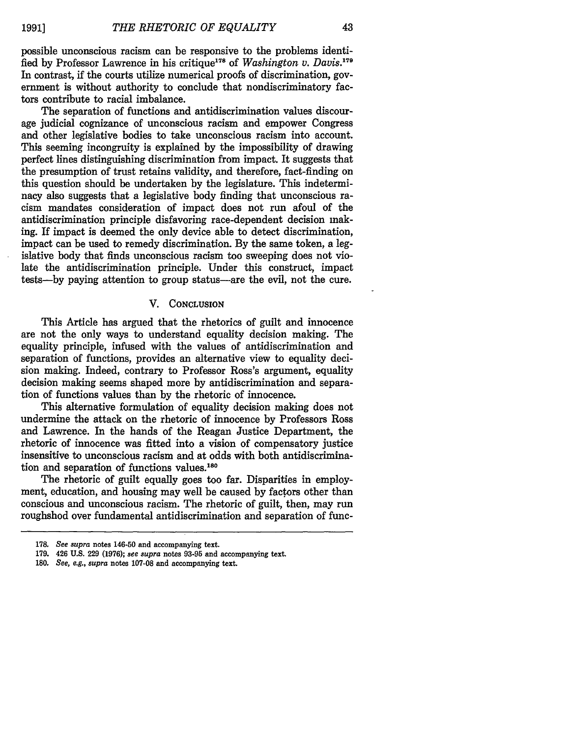possible unconscious racism can be responsive to the problems identified by Professor Lawrence in his critique[178] of *Washington v. Davis*.[179] In contrast, if the courts utilize numerical proofs of discrimination, government is without authority to conclude that nondiscriminatory factors contribute to racial imbalance.

The separation of functions and antidiscrimination values discourage judicial cognizance of unconscious racism and empower Congress and other legislative bodies to take unconscious racism into account. This seeming incongruity is explained by the impossibility of drawing perfect lines distinguishing discrimination from impact. It suggests that the presumption of trust retains validity, and therefore, fact-finding on this question should be undertaken by the legislature. This indeterminacy also suggests that a legislative body finding that unconscious racism mandates consideration of impact does not run afoul of the antidiscrimination principle disfavoring race-dependent decision making. If impact is deemed the only device able to detect discrimination, impact can be used to remedy discrimination. By the same token, a legislative body that finds unconscious racism too sweeping does not violate the antidiscrimination principle. Under this construct, impact tests—by paying attention to group status—are the evil, not the cure.

## V. Conclusion

This Article has argued that the rhetorics of guilt and innocence are not the only ways to understand equality decision making. The equality principle, infused with the values of antidiscrimination and separation of functions, provides an alternative view to equality decision making. Indeed, contrary to Professor Ross's argument, equality decision making seems shaped more by antidiscrimination and separation of functions values than by the rhetoric of innocence.

This alternative formulation of equality decision making does not undermine the attack on the rhetoric of innocence by Professors Ross and Lawrence. In the hands of the Reagan Justice Department, the rhetoric of innocence was fitted into a vision of compensatory justice insensitive to unconscious racism and at odds with both antidiscrimination and separation of functions values.[180]

The rhetoric of guilt equally goes too far. Disparities in employment, education, and housing may well be caused by factors other than conscious and unconscious racism. The rhetoric of guilt, then, may run roughshod over fundamental antidiscrimination and separation of func-

---

178. *See supra* notes 146-50 and accompanying text.

179. 426 U.S. 229 (1976); *see supra* notes 93-95 and accompanying text.

180. *See, e.g., supra* notes 107-08 and accompanying text.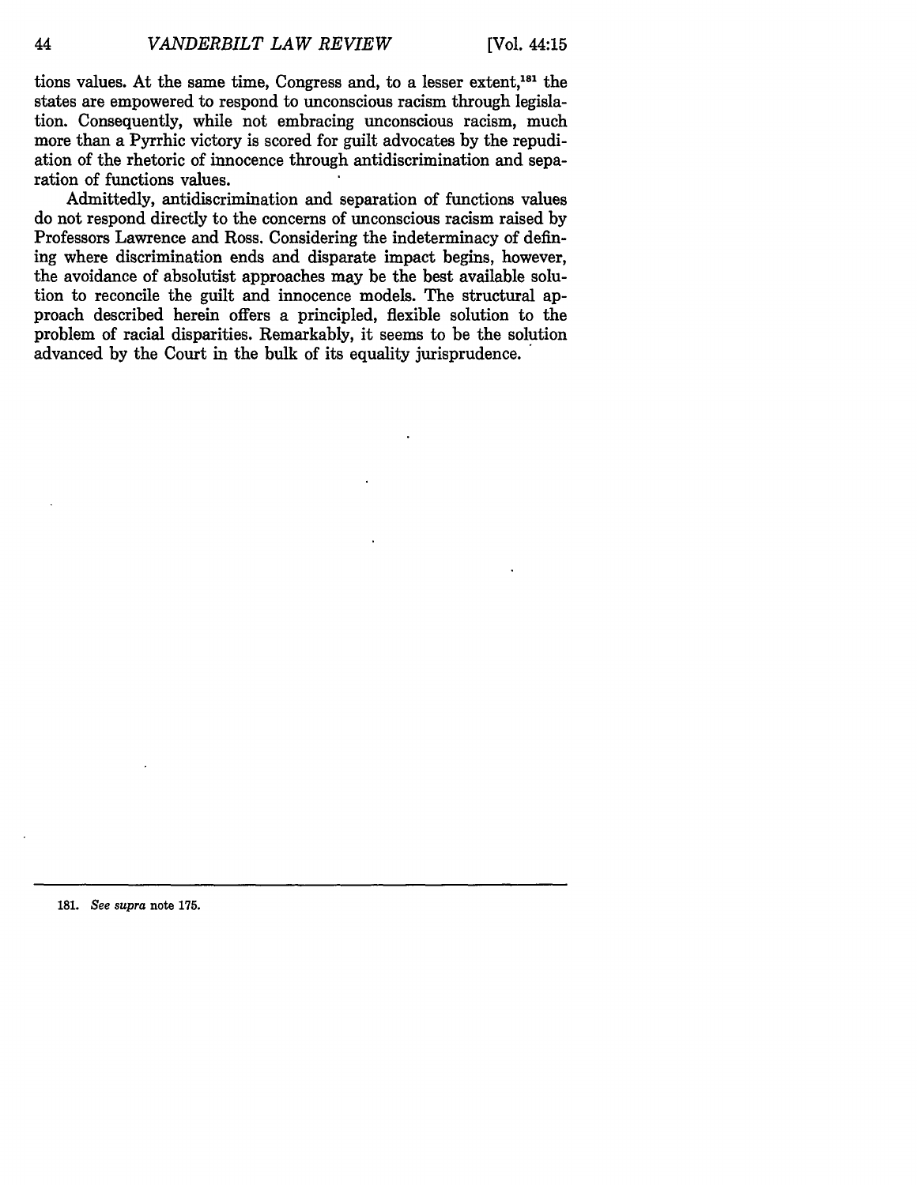tions values. At the same time, Congress and, to a lesser extent,[181] the states are empowered to respond to unconscious racism through legislation. Consequently, while not embracing unconscious racism, much more than a Pyrrhic victory is scored for guilt advocates by the repudiation of the rhetoric of innocence through antidiscrimination and separation of functions values.

Admittedly, antidiscrimination and separation of functions values do not respond directly to the concerns of unconscious racism raised by Professors Lawrence and Ross. Considering the indeterminacy of defining where discrimination ends and disparate impact begins, however, the avoidance of absolutist approaches may be the best available solution to reconcile the guilt and innocence models. The structural approach described herein offers a principled, flexible solution to the problem of racial disparities. Remarkably, it seems to be the solution advanced by the Court in the bulk of its equality jurisprudence.

---

181. *See supra* note 175.